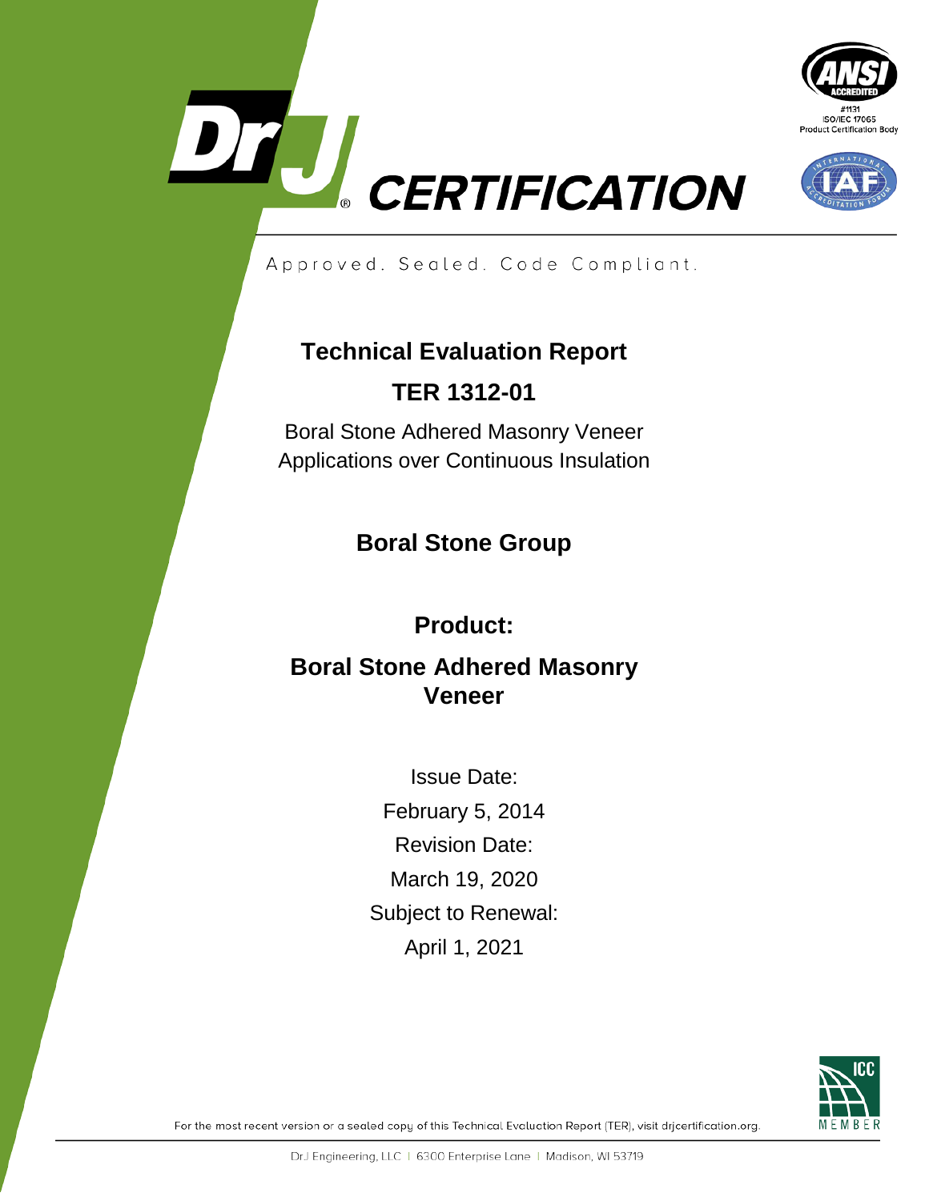# DrJ CERTIFICATION

Approved. Sealed. Code Compliant.

## Technical Evaluation Report

## TER 1312-01

Boral Stone Adhered Masonry Veneer Applications over Continuous Insulation

### Boral Stone Group

### Product:

### Boral Stone Adhered Masonry Veneer

Issue Date:

February 5, 2014

Revision Date:

March 19, 2020

Subject to Renewal:

April 1, 2021

For the most recent version or a sealed copy of this Technical Evaluation Report (TER), visit drjcertification.org.

DrJ Engineering, LLC | 6300 Enterprise Lane | Madison, WI 53719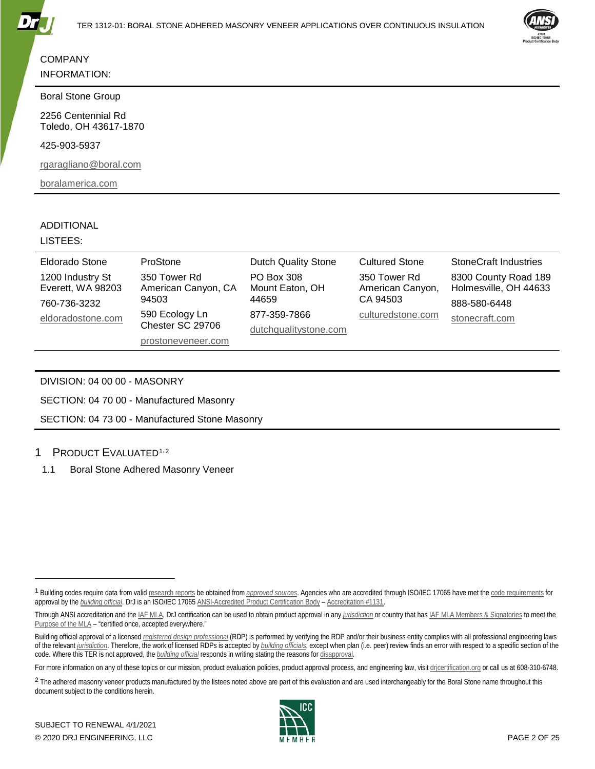COMPANY INFORMATION:

Boral Stone Group

2256 Centennial Rd
Toledo, OH 43617-1870

425-903-5937

rgaragliano@boral.com

boralamerica.com

ADDITIONAL LISTEES:

| Eldorado Stone | ProStone | Dutch Quality Stone | Cultured Stone | StoneCraft Industries |
|---|---|---|---|---|
| 1200 Industry St<br>Everett, WA 98203<br>760-736-3232<br>eldoradostone.com | 350 Tower Rd<br>American Canyon, CA 94503<br>590 Ecology Ln<br>Chester SC 29706<br>prostoneveneer.com | PO Box 308<br>Mount Eaton, OH 44659<br>877-359-7866<br>dutchqualitystone.com | 350 Tower Rd<br>American Canyon, CA 94503<br>culturedstone.com | 8300 County Road 189<br>Holmesville, OH 44633<br>888-580-6448<br>stonecraft.com |

DIVISION: 04 00 00 - MASONRY

SECTION: 04 70 00 - Manufactured Masonry

SECTION: 04 73 00 - Manufactured Stone Masonry

## 1 Product Evaluated[1,2]

1.1 Boral Stone Adhered Masonry Veneer

---

[1] Building codes require data from valid research reports be obtained from *approved sources*. Agencies who are accredited through ISO/IEC 17065 have met the code requirements for approval by the *building official*. DrJ is an ISO/IEC 17065 ANSI-Accredited Product Certification Body – Accreditation #1131.

Through ANSI accreditation and the IAF MLA, DrJ certification can be used to obtain product approval in any *jurisdiction* or country that has IAF MLA Members & Signatories to meet the Purpose of the MLA – "certified once, accepted everywhere."

Building official approval of a licensed *registered design professional* (RDP) is performed by verifying the RDP and/or their business entity complies with all professional engineering laws of the relevant *jurisdiction*. Therefore, the work of licensed RDPs is accepted by *building officials*, except when plan (i.e. peer) review finds an error with respect to a specific section of the code. Where this TER is not approved, the *building official* responds in writing stating the reasons for disapproval.

For more information on any of these topics or our mission, product evaluation policies, product approval process, and engineering law, visit drjcertification.org or call us at 608-310-6748.

[2] The adhered masonry veneer products manufactured by the listees noted above are part of this evaluation and are used interchangeably for the Boral Stone name throughout this document subject to the conditions herein.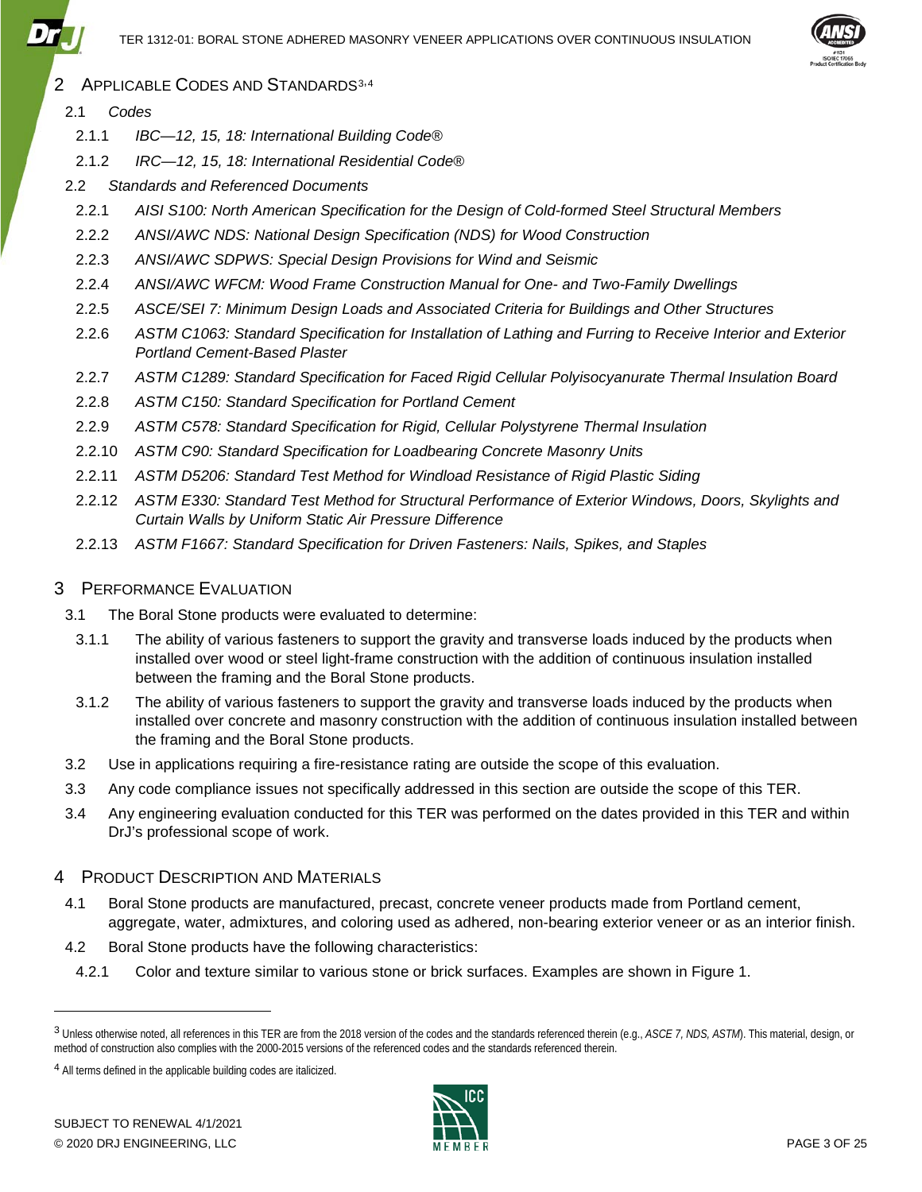## 2 APPLICABLE CODES AND STANDARDS[3,4]

### 2.1 *Codes*

2.1.1 *IBC—12, 15, 18: International Building Code®*

2.1.2 *IRC—12, 15, 18: International Residential Code®*

### 2.2 *Standards and Referenced Documents*

2.2.1 *AISI S100: North American Specification for the Design of Cold-formed Steel Structural Members*

2.2.2 *ANSI/AWC NDS: National Design Specification (NDS) for Wood Construction*

2.2.3 *ANSI/AWC SDPWS: Special Design Provisions for Wind and Seismic*

2.2.4 *ANSI/AWC WFCM: Wood Frame Construction Manual for One- and Two-Family Dwellings*

2.2.5 *ASCE/SEI 7: Minimum Design Loads and Associated Criteria for Buildings and Other Structures*

2.2.6 *ASTM C1063: Standard Specification for Installation of Lathing and Furring to Receive Interior and Exterior Portland Cement-Based Plaster*

2.2.7 *ASTM C1289: Standard Specification for Faced Rigid Cellular Polyisocyanurate Thermal Insulation Board*

2.2.8 *ASTM C150: Standard Specification for Portland Cement*

2.2.9 *ASTM C578: Standard Specification for Rigid, Cellular Polystyrene Thermal Insulation*

2.2.10 *ASTM C90: Standard Specification for Loadbearing Concrete Masonry Units*

2.2.11 *ASTM D5206: Standard Test Method for Windload Resistance of Rigid Plastic Siding*

2.2.12 *ASTM E330: Standard Test Method for Structural Performance of Exterior Windows, Doors, Skylights and Curtain Walls by Uniform Static Air Pressure Difference*

2.2.13 *ASTM F1667: Standard Specification for Driven Fasteners: Nails, Spikes, and Staples*

## 3 PERFORMANCE EVALUATION

3.1 The Boral Stone products were evaluated to determine:

3.1.1 The ability of various fasteners to support the gravity and transverse loads induced by the products when installed over wood or steel light-frame construction with the addition of continuous insulation installed between the framing and the Boral Stone products.

3.1.2 The ability of various fasteners to support the gravity and transverse loads induced by the products when installed over concrete and masonry construction with the addition of continuous insulation installed between the framing and the Boral Stone products.

3.2 Use in applications requiring a fire-resistance rating are outside the scope of this evaluation.

3.3 Any code compliance issues not specifically addressed in this section are outside the scope of this TER.

3.4 Any engineering evaluation conducted for this TER was performed on the dates provided in this TER and within DrJ's professional scope of work.

## 4 PRODUCT DESCRIPTION AND MATERIALS

4.1 Boral Stone products are manufactured, precast, concrete veneer products made from Portland cement, aggregate, water, admixtures, and coloring used as adhered, non-bearing exterior veneer or as an interior finish.

4.2 Boral Stone products have the following characteristics:

4.2.1 Color and texture similar to various stone or brick surfaces. Examples are shown in Figure 1.

---

[3] Unless otherwise noted, all references in this TER are from the 2018 version of the codes and the standards referenced therein (e.g., *ASCE 7, NDS, ASTM*). This material, design, or method of construction also complies with the 2000-2015 versions of the referenced codes and the standards referenced therein.

[4] All terms defined in the applicable building codes are italicized.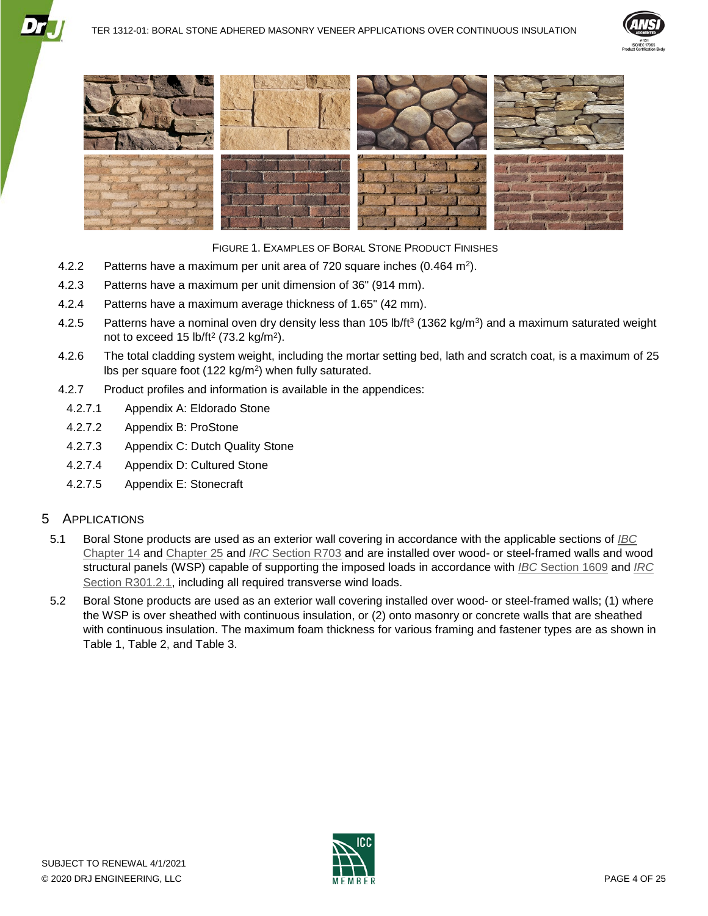FIGURE 1. EXAMPLES OF BORAL STONE PRODUCT FINISHES

4.2.2 Patterns have a maximum per unit area of 720 square inches (0.464 $m^2$).

4.2.3 Patterns have a maximum per unit dimension of 36" (914 mm).

4.2.4 Patterns have a maximum average thickness of 1.65" (42 mm).

4.2.5 Patterns have a nominal oven dry density less than 105 $lb/ft^3$ (1362 $kg/m^3$) and a maximum saturated weight not to exceed 15 $lb/ft^2$ (73.2 $kg/m^2$).

4.2.6 The total cladding system weight, including the mortar setting bed, lath and scratch coat, is a maximum of 25 lbs per square foot (122 $kg/m^2$) when fully saturated.

4.2.7 Product profiles and information is available in the appendices:

4.2.7.1 Appendix A: Eldorado Stone

4.2.7.2 Appendix B: ProStone

4.2.7.3 Appendix C: Dutch Quality Stone

4.2.7.4 Appendix D: Cultured Stone

4.2.7.5 Appendix E: Stonecraft

## 5 APPLICATIONS

5.1 Boral Stone products are used as an exterior wall covering in accordance with the applicable sections of *IBC* Chapter 14 and Chapter 25 and *IRC* Section R703 and are installed over wood- or steel-framed walls and wood structural panels (WSP) capable of supporting the imposed loads in accordance with *IBC* Section 1609 and *IRC* Section R301.2.1, including all required transverse wind loads.

5.2 Boral Stone products are used as an exterior wall covering installed over wood- or steel-framed walls; (1) where the WSP is over sheathed with continuous insulation, or (2) onto masonry or concrete walls that are sheathed with continuous insulation. The maximum foam thickness for various framing and fastener types are as shown in Table 1, Table 2, and Table 3.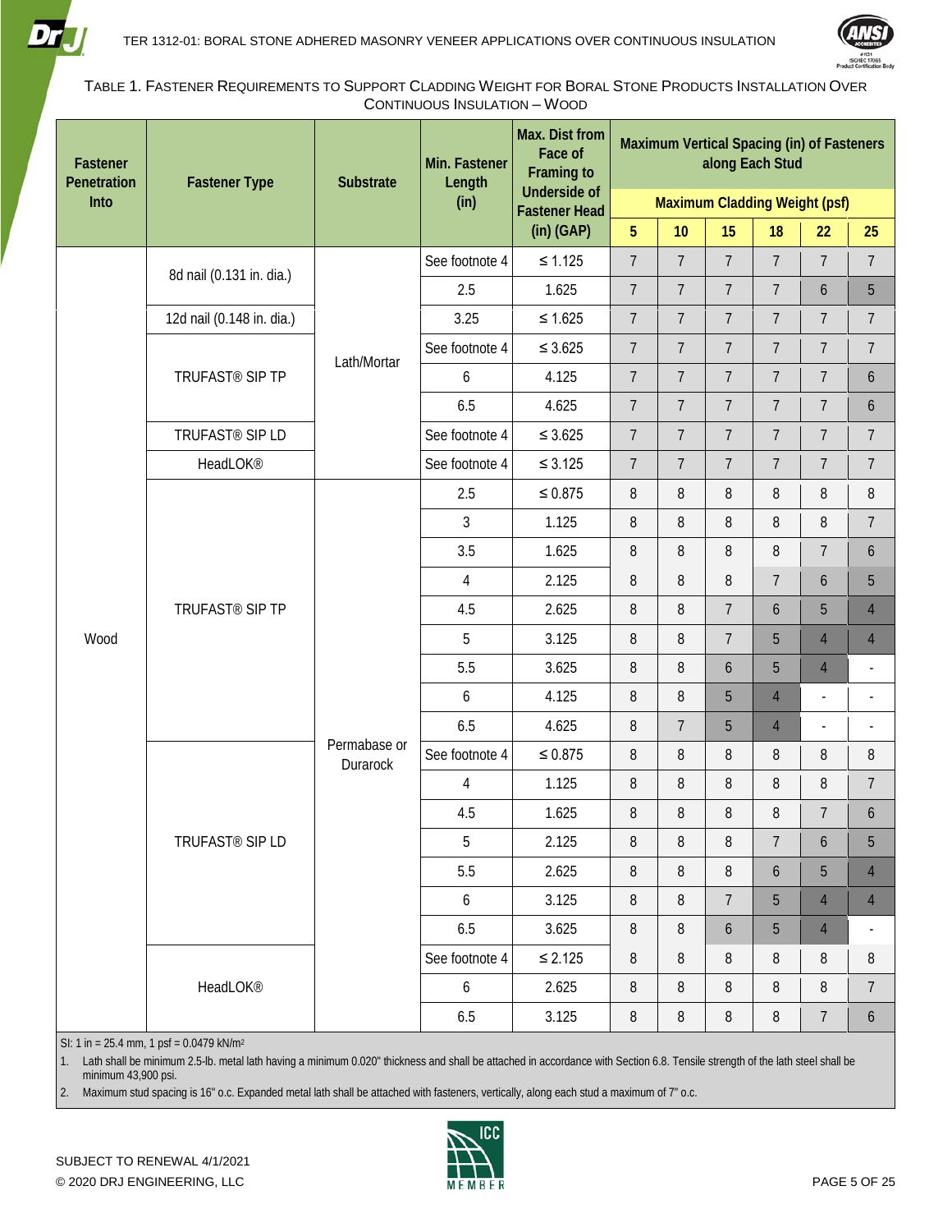TABLE 1. FASTENER REQUIREMENTS TO SUPPORT CLADDING WEIGHT FOR BORAL STONE PRODUCTS INSTALLATION OVER CONTINUOUS INSULATION – WOOD

| Fastener Penetration Into | Fastener Type | Substrate | Min. Fastener Length (in) | Max. Dist from Face of Framing to Underside of Fastener Head (in) (GAP) | Maximum Vertical Spacing (in) of Fasteners along Each Stud | | | | | |
|---|---|---|---|---|---|---|---|---|---|---|
| | | | | | Maximum Cladding Weight (psf) | | | | | |
| | | | | | 5 | 10 | 15 | 18 | 22 | 25 |
| Wood | 8d nail (0.131 in. dia.) | Lath/Mortar | See footnote 4 | ≤ 1.125 | 7 | 7 | 7 | 7 | 7 | 7 |
| | | | 2.5 | 1.625 | 7 | 7 | 7 | 7 | 6 | 5 |
| | 12d nail (0.148 in. dia.) | | 3.25 | ≤ 1.625 | 7 | 7 | 7 | 7 | 7 | 7 |
| | TRUFAST® SIP TP | | See footnote 4 | ≤ 3.625 | 7 | 7 | 7 | 7 | 7 | 7 |
| | | | 6 | 4.125 | 7 | 7 | 7 | 7 | 7 | 6 |
| | | | 6.5 | 4.625 | 7 | 7 | 7 | 7 | 7 | 6 |
| | TRUFAST® SIP LD | | See footnote 4 | ≤ 3.625 | 7 | 7 | 7 | 7 | 7 | 7 |
| | HeadLOK® | | See footnote 4 | ≤ 3.125 | 7 | 7 | 7 | 7 | 7 | 7 |
| | TRUFAST® SIP TP | Permabase or Durarock | 2.5 | ≤ 0.875 | 8 | 8 | 8 | 8 | 8 | 8 |
| | | | 3 | 1.125 | 8 | 8 | 8 | 8 | 8 | 7 |
| | | | 3.5 | 1.625 | 8 | 8 | 8 | 8 | 7 | 6 |
| | | | 4 | 2.125 | 8 | 8 | 8 | 7 | 6 | 5 |
| | | | 4.5 | 2.625 | 8 | 8 | 7 | 6 | 5 | 4 |
| | | | 5 | 3.125 | 8 | 8 | 7 | 5 | 4 | 4 |
| | | | 5.5 | 3.625 | 8 | 8 | 6 | 5 | 4 | - |
| | | | 6 | 4.125 | 8 | 8 | 5 | 4 | - | - |
| | | | 6.5 | 4.625 | 8 | 7 | 5 | 4 | - | - |
| | TRUFAST® SIP LD | | See footnote 4 | ≤ 0.875 | 8 | 8 | 8 | 8 | 8 | 8 |
| | | | 4 | 1.125 | 8 | 8 | 8 | 8 | 8 | 7 |
| | | | 4.5 | 1.625 | 8 | 8 | 8 | 8 | 7 | 6 |
| | | | 5 | 2.125 | 8 | 8 | 8 | 7 | 6 | 5 |
| | | | 5.5 | 2.625 | 8 | 8 | 8 | 6 | 5 | 4 |
| | | | 6 | 3.125 | 8 | 8 | 7 | 5 | 4 | 4 |
| | | | 6.5 | 3.625 | 8 | 8 | 6 | 5 | 4 | - |
| | HeadLOK® | | See footnote 4 | ≤ 2.125 | 8 | 8 | 8 | 8 | 8 | 8 |
| | | | 6 | 2.625 | 8 | 8 | 8 | 8 | 8 | 7 |
| | | | 6.5 | 3.125 | 8 | 8 | 8 | 8 | 7 | 6 |

SI: 1 in = 25.4 mm, 1 psf = 0.0479 kN/m²

1. Lath shall be minimum 2.5-lb. metal lath having a minimum 0.020" thickness and shall be attached in accordance with Section 6.8. Tensile strength of the lath steel shall be minimum 43,900 psi.
2. Maximum stud spacing is 16" o.c. Expanded metal lath shall be attached with fasteners, vertically, along each stud a maximum of 7" o.c.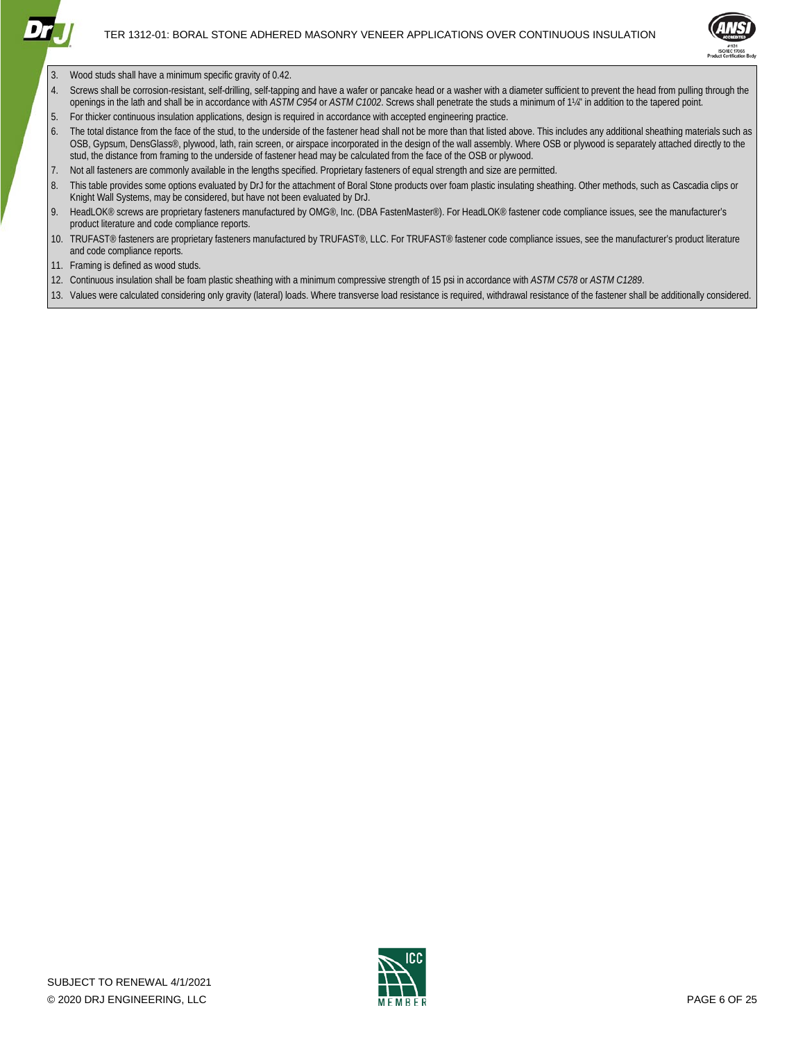3. Wood studs shall have a minimum specific gravity of 0.42.
4. Screws shall be corrosion-resistant, self-drilling, self-tapping and have a wafer or pancake head or a washer with a diameter sufficient to prevent the head from pulling through the openings in the lath and shall be in accordance with *ASTM C954* or *ASTM C1002*. Screws shall penetrate the studs a minimum of 1¼" in addition to the tapered point.
5. For thicker continuous insulation applications, design is required in accordance with accepted engineering practice.
6. The total distance from the face of the stud, to the underside of the fastener head shall not be more than that listed above. This includes any additional sheathing materials such as OSB, Gypsum, DensGlass®, plywood, lath, rain screen, or airspace incorporated in the design of the wall assembly. Where OSB or plywood is separately attached directly to the stud, the distance from framing to the underside of fastener head may be calculated from the face of the OSB or plywood.
7. Not all fasteners are commonly available in the lengths specified. Proprietary fasteners of equal strength and size are permitted.
8. This table provides some options evaluated by DrJ for the attachment of Boral Stone products over foam plastic insulating sheathing. Other methods, such as Cascadia clips or Knight Wall Systems, may be considered, but have not been evaluated by DrJ.
9. HeadLOK® screws are proprietary fasteners manufactured by OMG®, Inc. (DBA FastenMaster®). For HeadLOK® fastener code compliance issues, see the manufacturer's product literature and code compliance reports.
10. TRUFAST® fasteners are proprietary fasteners manufactured by TRUFAST®, LLC. For TRUFAST® fastener code compliance issues, see the manufacturer's product literature and code compliance reports.
11. Framing is defined as wood studs.
12. Continuous insulation shall be foam plastic sheathing with a minimum compressive strength of 15 psi in accordance with *ASTM C578* or *ASTM C1289*.
13. Values were calculated considering only gravity (lateral) loads. Where transverse load resistance is required, withdrawal resistance of the fastener shall be additionally considered.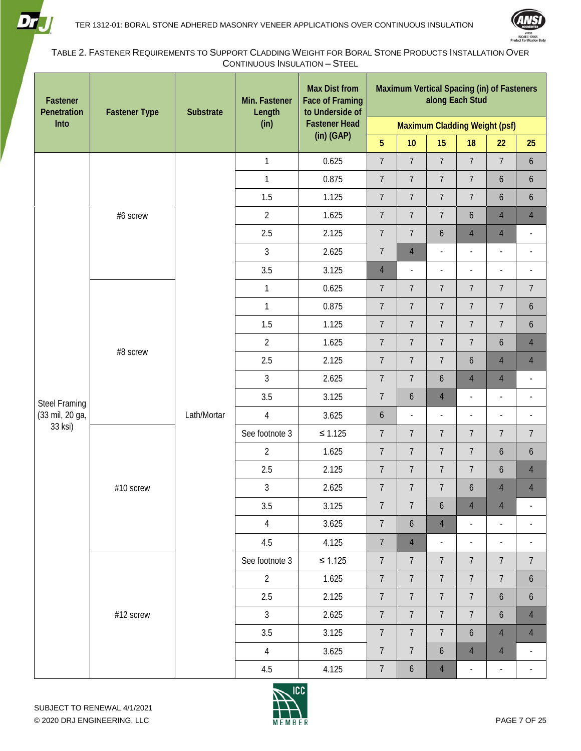TABLE 2. FASTENER REQUIREMENTS TO SUPPORT CLADDING WEIGHT FOR BORAL STONE PRODUCTS INSTALLATION OVER CONTINUOUS INSULATION – STEEL

| Fastener Penetration Into | Fastener Type | Substrate | Min. Fastener Length (in) | Max Dist from Face of Framing to Underside of Fastener Head (in) (GAP) | Maximum Vertical Spacing (in) of Fasteners along Each Stud | | | | | |
|---|---|---|---|---|---|---|---|---|---|---|
| | | | | | Maximum Cladding Weight (psf) | | | | | |
| | | | | | 5 | 10 | 15 | 18 | 22 | 25 |
| Steel Framing (33 mil, 20 ga, 33 ksi) | #6 screw | Lath/Mortar | 1 | 0.625 | 7 | 7 | 7 | 7 | 7 | 6 |
| | | | 1 | 0.875 | 7 | 7 | 7 | 7 | 6 | 6 |
| | | | 1.5 | 1.125 | 7 | 7 | 7 | 7 | 6 | 6 |
| | | | 2 | 1.625 | 7 | 7 | 7 | 6 | 4 | 4 |
| | | | 2.5 | 2.125 | 7 | 7 | 6 | 4 | 4 | - |
| | | | 3 | 2.625 | 7 | 4 | - | - | - | - |
| | | | 3.5 | 3.125 | 4 | - | - | - | - | - |
| | #8 screw | | 1 | 0.625 | 7 | 7 | 7 | 7 | 7 | 7 |
| | | | 1 | 0.875 | 7 | 7 | 7 | 7 | 7 | 6 |
| | | | 1.5 | 1.125 | 7 | 7 | 7 | 7 | 7 | 6 |
| | | | 2 | 1.625 | 7 | 7 | 7 | 7 | 6 | 4 |
| | | | 2.5 | 2.125 | 7 | 7 | 7 | 6 | 4 | 4 |
| | | | 3 | 2.625 | 7 | 7 | 6 | 4 | 4 | - |
| | | | 3.5 | 3.125 | 7 | 6 | 4 | - | - | - |
| | | | 4 | 3.625 | 6 | - | - | - | - | - |
| | #10 screw | | See footnote 3 | ≤ 1.125 | 7 | 7 | 7 | 7 | 7 | 7 |
| | | | 2 | 1.625 | 7 | 7 | 7 | 7 | 6 | 6 |
| | | | 2.5 | 2.125 | 7 | 7 | 7 | 7 | 6 | 4 |
| | | | 3 | 2.625 | 7 | 7 | 7 | 6 | 4 | 4 |
| | | | 3.5 | 3.125 | 7 | 7 | 6 | 4 | 4 | - |
| | | | 4 | 3.625 | 7 | 6 | 4 | - | - | - |
| | | | 4.5 | 4.125 | 7 | 4 | - | - | - | - |
| | #12 screw | | See footnote 3 | ≤ 1.125 | 7 | 7 | 7 | 7 | 7 | 7 |
| | | | 2 | 1.625 | 7 | 7 | 7 | 7 | 7 | 6 |
| | | | 2.5 | 2.125 | 7 | 7 | 7 | 7 | 6 | 6 |
| | | | 3 | 2.625 | 7 | 7 | 7 | 7 | 6 | 4 |
| | | | 3.5 | 3.125 | 7 | 7 | 7 | 6 | 4 | 4 |
| | | | 4 | 3.625 | 7 | 7 | 6 | 4 | 4 | - |
| | | | 4.5 | 4.125 | 7 | 6 | 4 | - | - | - |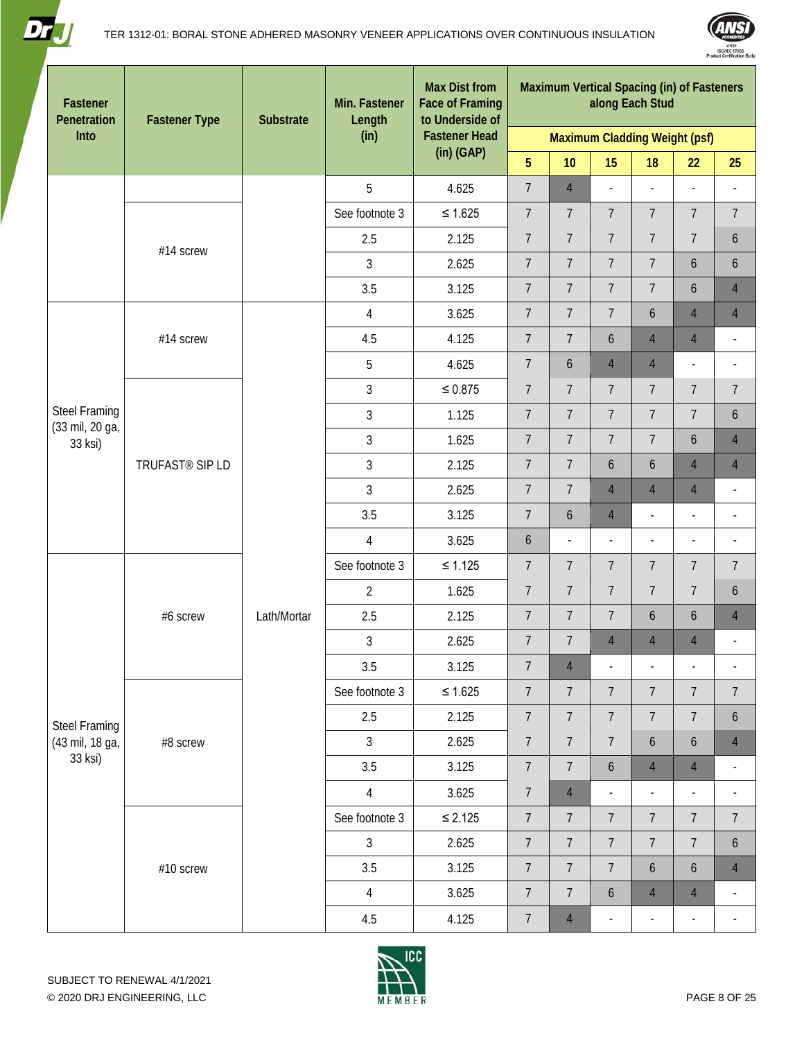| Fastener Penetration Into | Fastener Type | Substrate | Min. Fastener Length (in) | Max Dist from Face of Framing to Underside of Fastener Head (in) (GAP) | Maximum Vertical Spacing (in) of Fasteners along Each Stud | | | | | |
|---|---|---|---|---|---|---|---|---|---|---|
| | | | | | Maximum Cladding Weight (psf) | | | | | |
| | | | | | 5 | 10 | 15 | 18 | 22 | 25 |
| | | | 5 | 4.625 | 7 | 4 | - | - | - | - |
| | #14 screw | | See footnote 3 | ≤ 1.625 | 7 | 7 | 7 | 7 | 7 | 7 |
| | | | 2.5 | 2.125 | 7 | 7 | 7 | 7 | 7 | 6 |
| | | | 3 | 2.625 | 7 | 7 | 7 | 7 | 6 | 6 |
| | | | 3.5 | 3.125 | 7 | 7 | 7 | 7 | 6 | 4 |
| Steel Framing (33 mil, 20 ga, 33 ksi) | #14 screw | Lath/Mortar | 4 | 3.625 | 7 | 7 | 7 | 6 | 4 | 4 |
| | | | 4.5 | 4.125 | 7 | 7 | 6 | 4 | 4 | - |
| | | | 5 | 4.625 | 7 | 6 | 4 | 4 | - | - |
| | TRUFAST® SIP LD | | 3 | ≤ 0.875 | 7 | 7 | 7 | 7 | 7 | 7 |
| | | | 3 | 1.125 | 7 | 7 | 7 | 7 | 7 | 6 |
| | | | 3 | 1.625 | 7 | 7 | 7 | 7 | 6 | 4 |
| | | | 3 | 2.125 | 7 | 7 | 6 | 6 | 4 | 4 |
| | | | 3 | 2.625 | 7 | 7 | 4 | 4 | 4 | - |
| | | | 3.5 | 3.125 | 7 | 6 | 4 | - | - | - |
| | | | 4 | 3.625 | 6 | - | - | - | - | - |
| Steel Framing (43 mil, 18 ga, 33 ksi) | #6 screw | | See footnote 3 | ≤ 1.125 | 7 | 7 | 7 | 7 | 7 | 7 |
| | | | 2 | 1.625 | 7 | 7 | 7 | 7 | 7 | 6 |
| | | | 2.5 | 2.125 | 7 | 7 | 7 | 6 | 6 | 4 |
| | | | 3 | 2.625 | 7 | 7 | 4 | 4 | 4 | - |
| | | | 3.5 | 3.125 | 7 | 4 | - | - | - | - |
| | #8 screw | | See footnote 3 | ≤ 1.625 | 7 | 7 | 7 | 7 | 7 | 7 |
| | | | 2.5 | 2.125 | 7 | 7 | 7 | 7 | 7 | 6 |
| | | | 3 | 2.625 | 7 | 7 | 7 | 6 | 6 | 4 |
| | | | 3.5 | 3.125 | 7 | 7 | 6 | 4 | 4 | - |
| | | | 4 | 3.625 | 7 | 4 | - | - | - | - |
| | #10 screw | | See footnote 3 | ≤ 2.125 | 7 | 7 | 7 | 7 | 7 | 7 |
| | | | 3 | 2.625 | 7 | 7 | 7 | 7 | 7 | 6 |
| | | | 3.5 | 3.125 | 7 | 7 | 7 | 6 | 6 | 4 |
| | | | 4 | 3.625 | 7 | 7 | 6 | 4 | 4 | - |
| | | | 4.5 | 4.125 | 7 | 4 | - | - | - | - |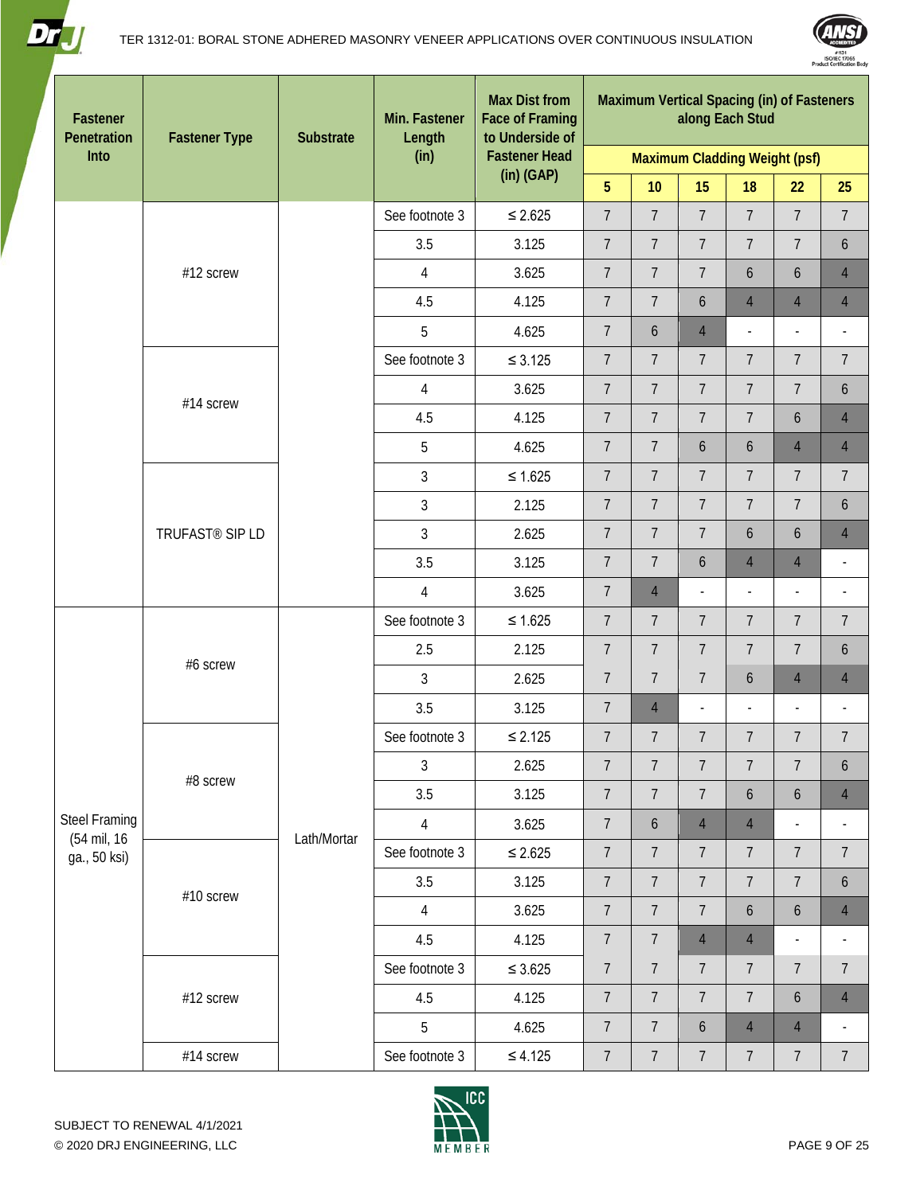| Fastener Penetration Into | Fastener Type | Substrate | Min. Fastener Length (in) | Max Dist from Face of Framing to Underside of Fastener Head (in) (GAP) | Maximum Vertical Spacing (in) of Fasteners along Each Stud | | | | | |
|---|---|---|---|---|---|---|---|---|---|---|
| | | | | | Maximum Cladding Weight (psf) | | | | | |
| | | | | | 5 | 10 | 15 | 18 | 22 | 25 |
| | #12 screw | | See footnote 3 | ≤ 2.625 | 7 | 7 | 7 | 7 | 7 | 7 |
| | | | 3.5 | 3.125 | 7 | 7 | 7 | 7 | 7 | 6 |
| | | | 4 | 3.625 | 7 | 7 | 7 | 6 | 6 | 4 |
| | | | 4.5 | 4.125 | 7 | 7 | 6 | 4 | 4 | 4 |
| | | | 5 | 4.625 | 7 | 6 | 4 | - | - | - |
| | #14 screw | | See footnote 3 | ≤ 3.125 | 7 | 7 | 7 | 7 | 7 | 7 |
| | | | 4 | 3.625 | 7 | 7 | 7 | 7 | 7 | 6 |
| | | | 4.5 | 4.125 | 7 | 7 | 7 | 7 | 6 | 4 |
| | | | 5 | 4.625 | 7 | 7 | 6 | 6 | 4 | 4 |
| | TRUFAST® SIP LD | | 3 | ≤ 1.625 | 7 | 7 | 7 | 7 | 7 | 7 |
| | | | 3 | 2.125 | 7 | 7 | 7 | 7 | 7 | 6 |
| | | | 3 | 2.625 | 7 | 7 | 7 | 6 | 6 | 4 |
| | | | 3.5 | 3.125 | 7 | 7 | 6 | 4 | 4 | - |
| | | | 4 | 3.625 | 7 | 4 | - | - | - | - |
| Steel Framing (54 mil, 16 ga., 50 ksi) | #6 screw | Lath/Mortar | See footnote 3 | ≤ 1.625 | 7 | 7 | 7 | 7 | 7 | 7 |
| | | | 2.5 | 2.125 | 7 | 7 | 7 | 7 | 7 | 6 |
| | | | 3 | 2.625 | 7 | 7 | 7 | 6 | 4 | 4 |
| | | | 3.5 | 3.125 | 7 | 4 | - | - | - | - |
| | #8 screw | | See footnote 3 | ≤ 2.125 | 7 | 7 | 7 | 7 | 7 | 7 |
| | | | 3 | 2.625 | 7 | 7 | 7 | 7 | 7 | 6 |
| | | | 3.5 | 3.125 | 7 | 7 | 7 | 6 | 6 | 4 |
| | | | 4 | 3.625 | 7 | 6 | 4 | 4 | - | - |
| | #10 screw | | See footnote 3 | ≤ 2.625 | 7 | 7 | 7 | 7 | 7 | 7 |
| | | | 3.5 | 3.125 | 7 | 7 | 7 | 7 | 7 | 6 |
| | | | 4 | 3.625 | 7 | 7 | 7 | 6 | 6 | 4 |
| | | | 4.5 | 4.125 | 7 | 7 | 4 | 4 | - | - |
| | #12 screw | | See footnote 3 | ≤ 3.625 | 7 | 7 | 7 | 7 | 7 | 7 |
| | | | 4.5 | 4.125 | 7 | 7 | 7 | 7 | 6 | 4 |
| | | | 5 | 4.625 | 7 | 7 | 6 | 4 | 4 | - |
| | #14 screw | | See footnote 3 | ≤ 4.125 | 7 | 7 | 7 | 7 | 7 | 7 |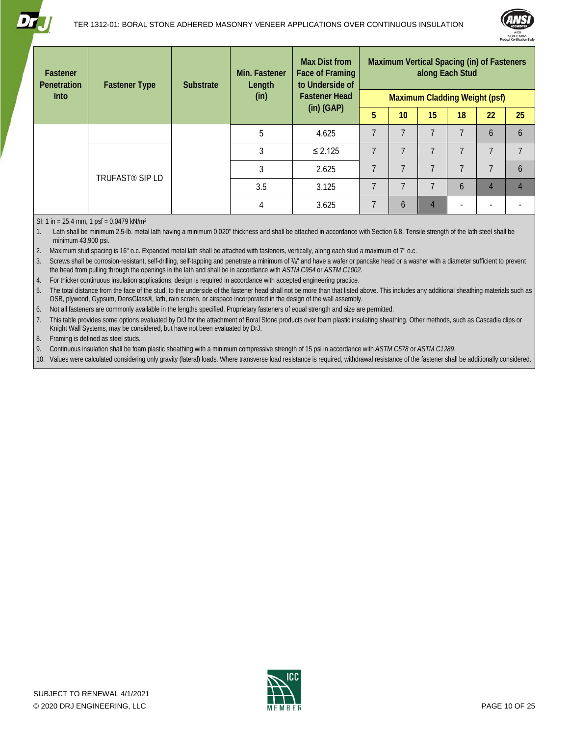| Fastener Penetration Into | Fastener Type | Substrate | Min. Fastener Length (in) | Max Dist from Face of Framing to Underside of Fastener Head (in) (GAP) | Maximum Vertical Spacing (in) of Fasteners along Each Stud | | | | | |
|---|---|---|---|---|---|---|---|---|---|---|
| | | | | | Maximum Cladding Weight (psf) | | | | | |
| | | | | | 5 | 10 | 15 | 18 | 22 | 25 |
| | | | 5 | 4.625 | 7 | 7 | 7 | 7 | 6 | 6 |
| | TRUFAST® SIP LD | | 3 | ≤ 2.125 | 7 | 7 | 7 | 7 | 7 | 7 |
| | | | 3 | 2.625 | 7 | 7 | 7 | 7 | 7 | 6 |
| | | | 3.5 | 3.125 | 7 | 7 | 7 | 6 | 4 | 4 |
| | | | 4 | 3.625 | 7 | 6 | 4 | - | - | - |

SI: 1 in = 25.4 mm, 1 psf = 0.0479 kN/m$^2$

1. Lath shall be minimum 2.5-lb. metal lath having a minimum 0.020" thickness and shall be attached in accordance with Section 6.8. Tensile strength of the lath steel shall be minimum 43,900 psi.
2. Maximum stud spacing is 16" o.c. Expanded metal lath shall be attached with fasteners, vertically, along each stud a maximum of 7" o.c.
3. Screws shall be corrosion-resistant, self-drilling, self-tapping and penetrate a minimum of $^3/_8$" and have a wafer or pancake head or a washer with a diameter sufficient to prevent the head from pulling through the openings in the lath and shall be in accordance with *ASTM C954* or *ASTM C1002*.
4. For thicker continuous insulation applications, design is required in accordance with accepted engineering practice.
5. The total distance from the face of the stud, to the underside of the fastener head shall not be more than that listed above. This includes any additional sheathing materials such as OSB, plywood, Gypsum, DensGlass®, lath, rain screen, or airspace incorporated in the design of the wall assembly.
6. Not all fasteners are commonly available in the lengths specified. Proprietary fasteners of equal strength and size are permitted.
7. This table provides some options evaluated by DrJ for the attachment of Boral Stone products over foam plastic insulating sheathing. Other methods, such as Cascadia clips or Knight Wall Systems, may be considered, but have not been evaluated by DrJ.
8. Framing is defined as steel studs.
9. Continuous insulation shall be foam plastic sheathing with a minimum compressive strength of 15 psi in accordance with *ASTM C578* or *ASTM C1289*.
10. Values were calculated considering only gravity (lateral) loads. Where transverse load resistance is required, withdrawal resistance of the fastener shall be additionally considered.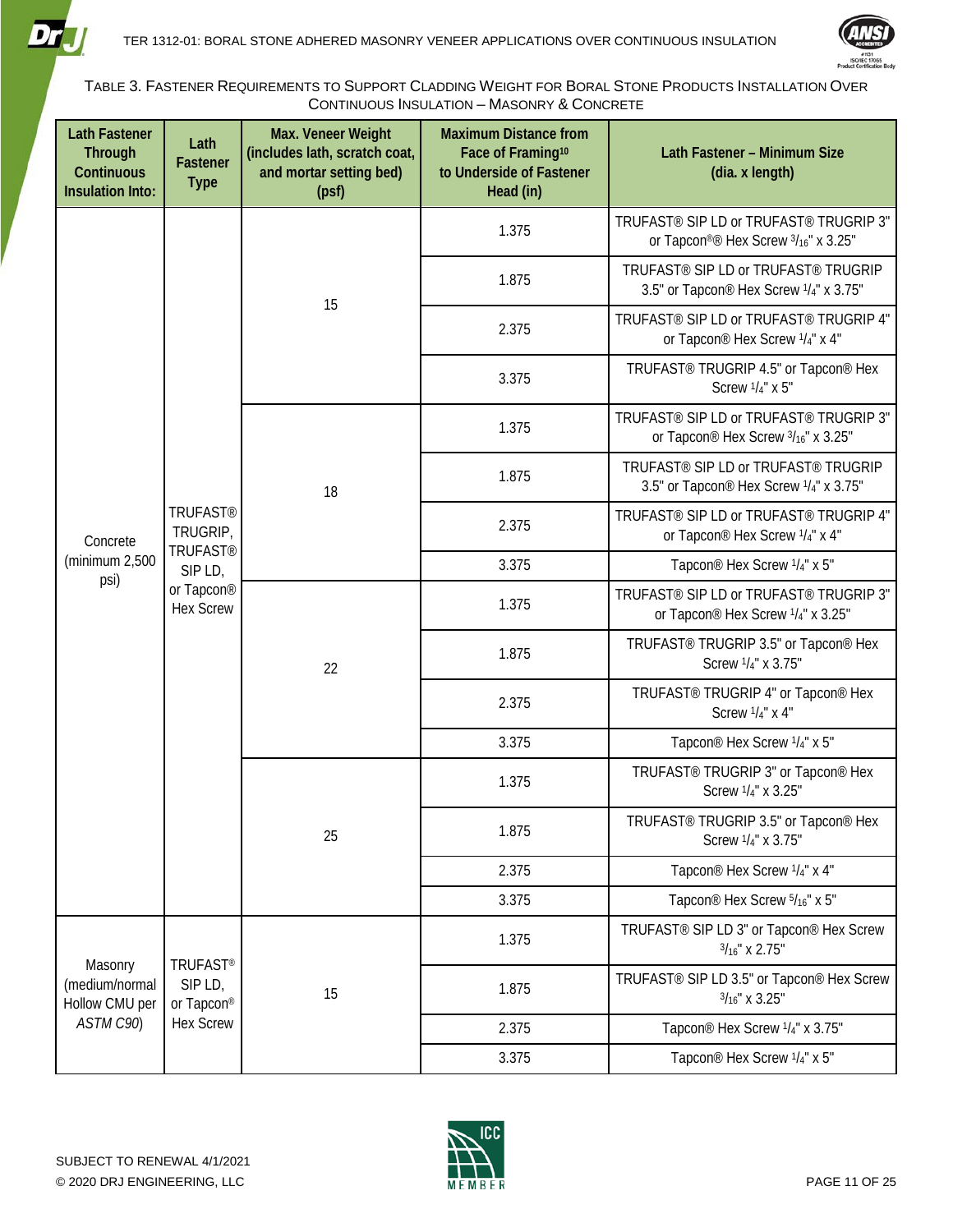TABLE 3. FASTENER REQUIREMENTS TO SUPPORT CLADDING WEIGHT FOR BORAL STONE PRODUCTS INSTALLATION OVER CONTINUOUS INSULATION – MASONRY & CONCRETE

| Lath Fastener Through Continuous Insulation Into: | Lath Fastener Type | Max. Veneer Weight (includes lath, scratch coat, and mortar setting bed) (psf) | Maximum Distance from Face of Framing[10] to Underside of Fastener Head (in) | Lath Fastener – Minimum Size (dia. x length) |
|---|---|---|---|---|
| Concrete (minimum 2,500 psi) | TRUFAST® TRUGRIP, TRUFAST® SIP LD, or Tapcon® Hex Screw | 15 | 1.375 | TRUFAST® SIP LD or TRUFAST® TRUGRIP 3" or Tapcon®® Hex Screw $^{3}/_{16}$" x 3.25" |
| | | | 1.875 | TRUFAST® SIP LD or TRUFAST® TRUGRIP 3.5" or Tapcon® Hex Screw $^{1}/_{4}$" x 3.75" |
| | | | 2.375 | TRUFAST® SIP LD or TRUFAST® TRUGRIP 4" or Tapcon® Hex Screw $^{1}/_{4}$" x 4" |
| | | | 3.375 | TRUFAST® TRUGRIP 4.5" or Tapcon® Hex Screw $^{1}/_{4}$" x 5" |
| | | 18 | 1.375 | TRUFAST® SIP LD or TRUFAST® TRUGRIP 3" or Tapcon® Hex Screw $^{3}/_{16}$" x 3.25" |
| | | | 1.875 | TRUFAST® SIP LD or TRUFAST® TRUGRIP 3.5" or Tapcon® Hex Screw $^{1}/_{4}$" x 3.75" |
| | | | 2.375 | TRUFAST® SIP LD or TRUFAST® TRUGRIP 4" or Tapcon® Hex Screw $^{1}/_{4}$" x 4" |
| | | | 3.375 | Tapcon® Hex Screw $^{1}/_{4}$" x 5" |
| | | 22 | 1.375 | TRUFAST® SIP LD or TRUFAST® TRUGRIP 3" or Tapcon® Hex Screw $^{1}/_{4}$" x 3.25" |
| | | | 1.875 | TRUFAST® TRUGRIP 3.5" or Tapcon® Hex Screw $^{1}/_{4}$" x 3.75" |
| | | | 2.375 | TRUFAST® TRUGRIP 4" or Tapcon® Hex Screw $^{1}/_{4}$" x 4" |
| | | | 3.375 | Tapcon® Hex Screw $^{1}/_{4}$" x 5" |
| | | 25 | 1.375 | TRUFAST® TRUGRIP 3" or Tapcon® Hex Screw $^{1}/_{4}$" x 3.25" |
| | | | 1.875 | TRUFAST® TRUGRIP 3.5" or Tapcon® Hex Screw $^{1}/_{4}$" x 3.75" |
| | | | 2.375 | Tapcon® Hex Screw $^{1}/_{4}$" x 4" |
| | | | 3.375 | Tapcon® Hex Screw $^{5}/_{16}$" x 5" |
| Masonry (medium/normal Hollow CMU per *ASTM C90*) | TRUFAST® SIP LD, or Tapcon® Hex Screw | 15 | 1.375 | TRUFAST® SIP LD 3" or Tapcon® Hex Screw $^{3}/_{16}$" x 2.75" |
| | | | 1.875 | TRUFAST® SIP LD 3.5" or Tapcon® Hex Screw $^{3}/_{16}$" x 3.25" |
| | | | 2.375 | Tapcon® Hex Screw $^{1}/_{4}$" x 3.75" |
| | | | 3.375 | Tapcon® Hex Screw $^{1}/_{4}$" x 5" |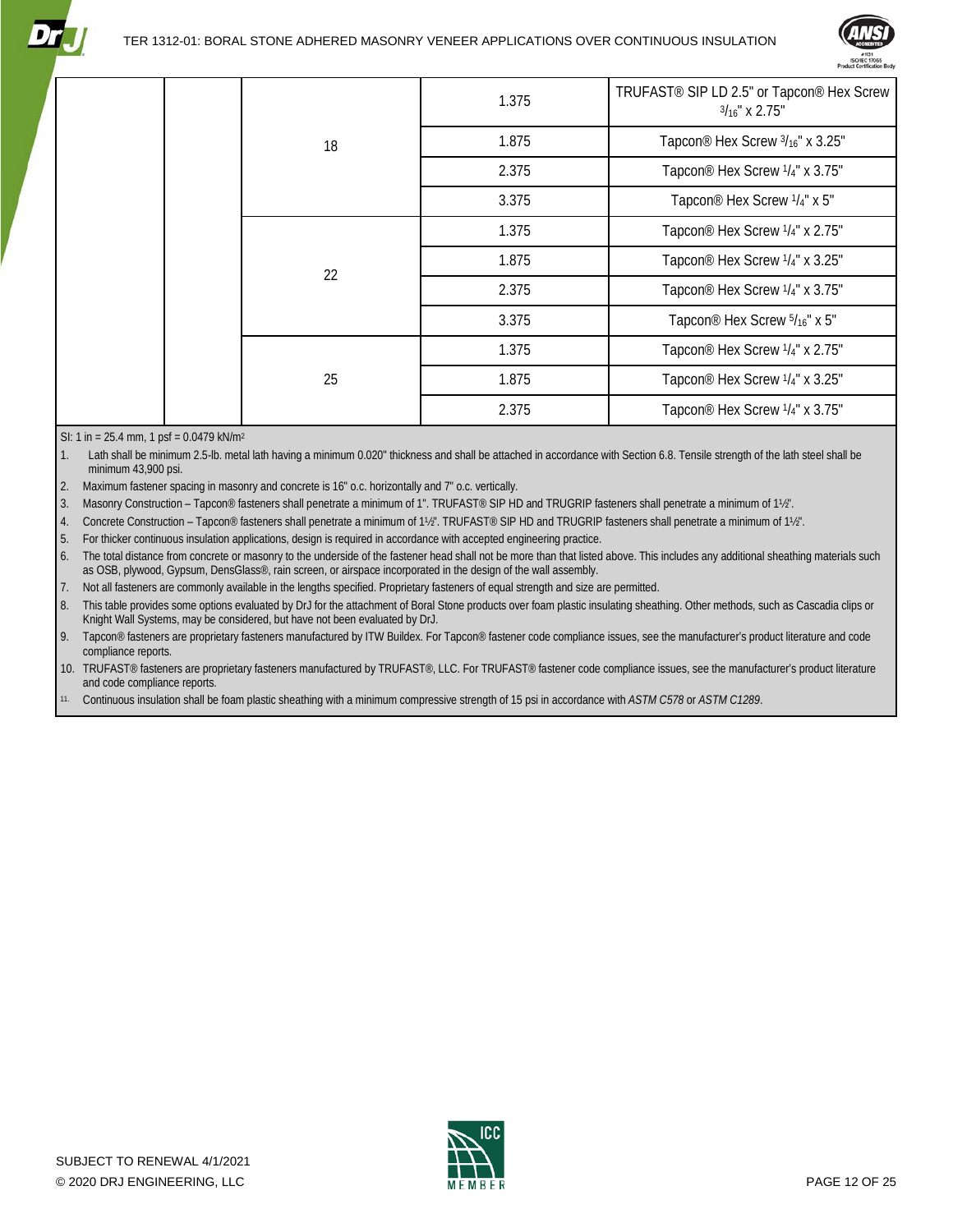| | | | | |
|---|---|---|---|---|
| | | 18 | 1.375 | TRUFAST® SIP LD 2.5" or Tapcon® Hex Screw 3/16" x 2.75" |
| | | | 1.875 | Tapcon® Hex Screw 3/16" x 3.25" |
| | | | 2.375 | Tapcon® Hex Screw 1/4" x 3.75" |
| | | | 3.375 | Tapcon® Hex Screw 1/4" x 5" |
| | | 22 | 1.375 | Tapcon® Hex Screw 1/4" x 2.75" |
| | | | 1.875 | Tapcon® Hex Screw 1/4" x 3.25" |
| | | | 2.375 | Tapcon® Hex Screw 1/4" x 3.75" |
| | | | 3.375 | Tapcon® Hex Screw 5/16" x 5" |
| | | 25 | 1.375 | Tapcon® Hex Screw 1/4" x 2.75" |
| | | | 1.875 | Tapcon® Hex Screw 1/4" x 3.25" |
| | | | 2.375 | Tapcon® Hex Screw 1/4" x 3.75" |

SI: 1 in = 25.4 mm, 1 psf = 0.0479 kN/m²

1. Lath shall be minimum 2.5-lb. metal lath having a minimum 0.020" thickness and shall be attached in accordance with Section 6.8. Tensile strength of the lath steel shall be minimum 43,900 psi.
2. Maximum fastener spacing in masonry and concrete is 16" o.c. horizontally and 7" o.c. vertically.
3. Masonry Construction – Tapcon® fasteners shall penetrate a minimum of 1". TRUFAST® SIP HD and TRUGRIP fasteners shall penetrate a minimum of 1½".
4. Concrete Construction – Tapcon® fasteners shall penetrate a minimum of 1½". TRUFAST® SIP HD and TRUGRIP fasteners shall penetrate a minimum of 1½".
5. For thicker continuous insulation applications, design is required in accordance with accepted engineering practice.
6. The total distance from concrete or masonry to the underside of the fastener head shall not be more than that listed above. This includes any additional sheathing materials such as OSB, plywood, Gypsum, DensGlass®, rain screen, or airspace incorporated in the design of the wall assembly.
7. Not all fasteners are commonly available in the lengths specified. Proprietary fasteners of equal strength and size are permitted.
8. This table provides some options evaluated by DrJ for the attachment of Boral Stone products over foam plastic insulating sheathing. Other methods, such as Cascadia clips or Knight Wall Systems, may be considered, but have not been evaluated by DrJ.
9. Tapcon® fasteners are proprietary fasteners manufactured by ITW Buildex. For Tapcon® fastener code compliance issues, see the manufacturer's product literature and code compliance reports.
10. TRUFAST® fasteners are proprietary fasteners manufactured by TRUFAST®, LLC. For TRUFAST® fastener code compliance issues, see the manufacturer's product literature and code compliance reports.
11. Continuous insulation shall be foam plastic sheathing with a minimum compressive strength of 15 psi in accordance with *ASTM C578* or *ASTM C1289*.

SUBJECT TO RENEWAL 4/1/2021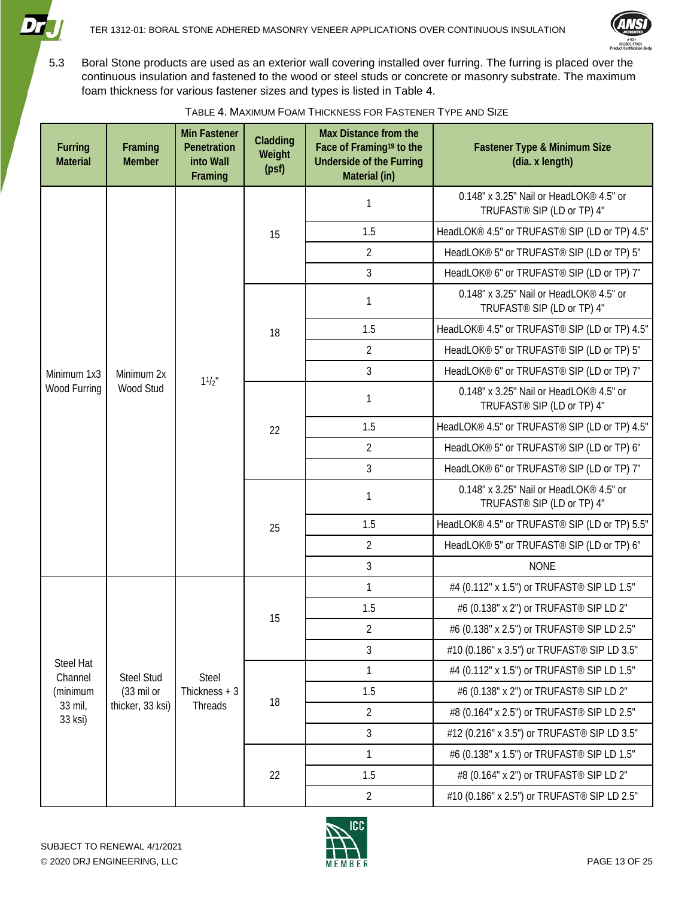5.3 Boral Stone products are used as an exterior wall covering installed over furring. The furring is placed over the continuous insulation and fastened to the wood or steel studs or concrete or masonry substrate. The maximum foam thickness for various fastener sizes and types is listed in Table 4.

TABLE 4. MAXIMUM FOAM THICKNESS FOR FASTENER TYPE AND SIZE

| Furring Material | Framing Member | Min Fastener Penetration into Wall Framing | Cladding Weight (psf) | Max Distance from the Face of Framing[19] to the Underside of the Furring Material (in) | Fastener Type & Minimum Size (dia. x length) |
|---|---|---|---|---|---|
| Minimum 1x3 Wood Furring | Minimum 2x Wood Stud | $1^1/_2$" | 15 | 1 | 0.148" x 3.25" Nail or HeadLOK® 4.5" or TRUFAST® SIP (LD or TP) 4" |
| | | | | 1.5 | HeadLOK® 4.5" or TRUFAST® SIP (LD or TP) 4.5" |
| | | | | 2 | HeadLOK® 5" or TRUFAST® SIP (LD or TP) 5" |
| | | | | 3 | HeadLOK® 6" or TRUFAST® SIP (LD or TP) 7" |
| | | | 18 | 1 | 0.148" x 3.25" Nail or HeadLOK® 4.5" or TRUFAST® SIP (LD or TP) 4" |
| | | | | 1.5 | HeadLOK® 4.5" or TRUFAST® SIP (LD or TP) 4.5" |
| | | | | 2 | HeadLOK® 5" or TRUFAST® SIP (LD or TP) 5" |
| | | | | 3 | HeadLOK® 6" or TRUFAST® SIP (LD or TP) 7" |
| | | | 22 | 1 | 0.148" x 3.25" Nail or HeadLOK® 4.5" or TRUFAST® SIP (LD or TP) 4" |
| | | | | 1.5 | HeadLOK® 4.5" or TRUFAST® SIP (LD or TP) 4.5" |
| | | | | 2 | HeadLOK® 5" or TRUFAST® SIP (LD or TP) 6" |
| | | | | 3 | HeadLOK® 6" or TRUFAST® SIP (LD or TP) 7" |
| | | | 25 | 1 | 0.148" x 3.25" Nail or HeadLOK® 4.5" or TRUFAST® SIP (LD or TP) 4" |
| | | | | 1.5 | HeadLOK® 4.5" or TRUFAST® SIP (LD or TP) 5.5" |
| | | | | 2 | HeadLOK® 5" or TRUFAST® SIP (LD or TP) 6" |
| | | | | 3 | NONE |
| Steel Hat Channel (minimum 33 mil, 33 ksi) | Steel Stud (33 mil or thicker, 33 ksi) | Steel Thickness + 3 Threads | 15 | 1 | #4 (0.112" x 1.5") or TRUFAST® SIP LD 1.5" |
| | | | | 1.5 | #6 (0.138" x 2") or TRUFAST® SIP LD 2" |
| | | | | 2 | #6 (0.138" x 2.5") or TRUFAST® SIP LD 2.5" |
| | | | | 3 | #10 (0.186" x 3.5") or TRUFAST® SIP LD 3.5" |
| | | | 18 | 1 | #4 (0.112" x 1.5") or TRUFAST® SIP LD 1.5" |
| | | | | 1.5 | #6 (0.138" x 2") or TRUFAST® SIP LD 2" |
| | | | | 2 | #8 (0.164" x 2.5") or TRUFAST® SIP LD 2.5" |
| | | | | 3 | #12 (0.216" x 3.5") or TRUFAST® SIP LD 3.5" |
| | | | 22 | 1 | #6 (0.138" x 1.5") or TRUFAST® SIP LD 1.5" |
| | | | | 1.5 | #8 (0.164" x 2") or TRUFAST® SIP LD 2" |
| | | | | 2 | #10 (0.186" x 2.5") or TRUFAST® SIP LD 2.5" |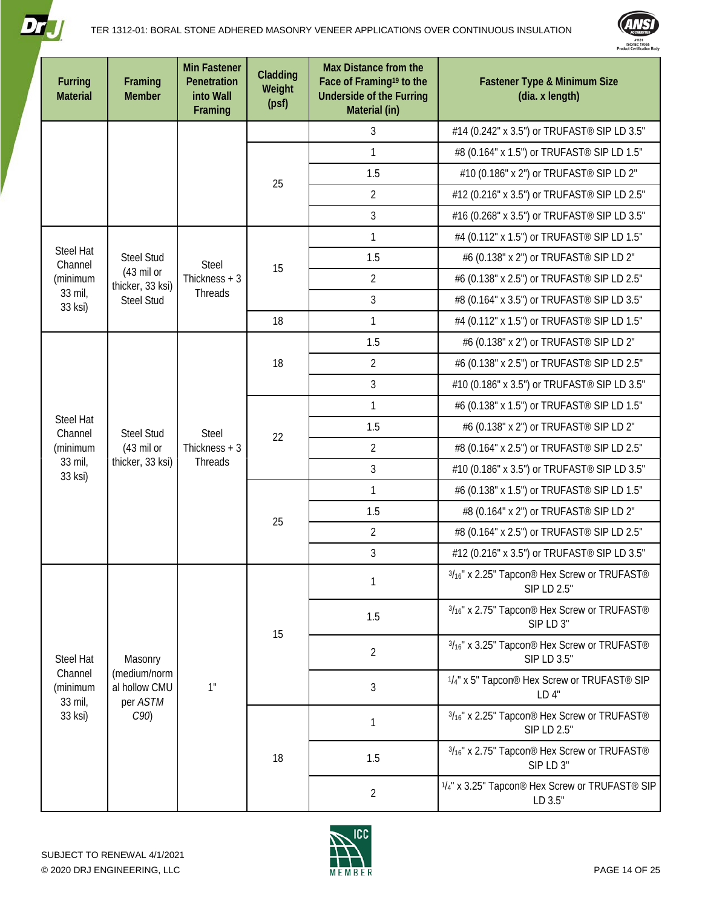| Furring Material | Framing Member | Min Fastener Penetration into Wall Framing | Cladding Weight (psf) | Max Distance from the Face of Framing[19] to the Underside of the Furring Material (in) | Fastener Type & Minimum Size (dia. x length) |
|---|---|---|---|---|---|
| | | | | 3 | #14 (0.242" x 3.5") or TRUFAST® SIP LD 3.5" |
| | | | 25 | 1 | #8 (0.164" x 1.5") or TRUFAST® SIP LD 1.5" |
| | | | | 1.5 | #10 (0.186" x 2") or TRUFAST® SIP LD 2" |
| | | | | 2 | #12 (0.216" x 3.5") or TRUFAST® SIP LD 2.5" |
| | | | | 3 | #16 (0.268" x 3.5") or TRUFAST® SIP LD 3.5" |
| Steel Hat Channel (minimum 33 mil, 33 ksi) | Steel Stud (43 mil or thicker, 33 ksi) Steel Stud | Steel Thickness + 3 Threads | 15 | 1 | #4 (0.112" x 1.5") or TRUFAST® SIP LD 1.5" |
| | | | | 1.5 | #6 (0.138" x 2") or TRUFAST® SIP LD 2" |
| | | | | 2 | #6 (0.138" x 2.5") or TRUFAST® SIP LD 2.5" |
| | | | | 3 | #8 (0.164" x 3.5") or TRUFAST® SIP LD 3.5" |
| | | | 18 | 1 | #4 (0.112" x 1.5") or TRUFAST® SIP LD 1.5" |
| Steel Hat Channel (minimum 33 mil, 33 ksi) | Steel Stud (43 mil or thicker, 33 ksi) | Steel Thickness + 3 Threads | 18 | 1.5 | #6 (0.138" x 2") or TRUFAST® SIP LD 2" |
| | | | | 2 | #6 (0.138" x 2.5") or TRUFAST® SIP LD 2.5" |
| | | | | 3 | #10 (0.186" x 3.5") or TRUFAST® SIP LD 3.5" |
| | | | 22 | 1 | #6 (0.138" x 1.5") or TRUFAST® SIP LD 1.5" |
| | | | | 1.5 | #6 (0.138" x 2") or TRUFAST® SIP LD 2" |
| | | | | 2 | #8 (0.164" x 2.5") or TRUFAST® SIP LD 2.5" |
| | | | | 3 | #10 (0.186" x 3.5") or TRUFAST® SIP LD 3.5" |
| | | | 25 | 1 | #6 (0.138" x 1.5") or TRUFAST® SIP LD 1.5" |
| | | | | 1.5 | #8 (0.164" x 2") or TRUFAST® SIP LD 2" |
| | | | | 2 | #8 (0.164" x 2.5") or TRUFAST® SIP LD 2.5" |
| | | | | 3 | #12 (0.216" x 3.5") or TRUFAST® SIP LD 3.5" |
| Steel Hat Channel (minimum 33 mil, 33 ksi) | Masonry (medium/normal hollow CMU per *ASTM C90*) | 1" | 15 | 1 | 3/16" x 2.25" Tapcon® Hex Screw or TRUFAST® SIP LD 2.5" |
| | | | | 1.5 | 3/16" x 2.75" Tapcon® Hex Screw or TRUFAST® SIP LD 3" |
| | | | | 2 | 3/16" x 3.25" Tapcon® Hex Screw or TRUFAST® SIP LD 3.5" |
| | | | | 3 | 1/4" x 5" Tapcon® Hex Screw or TRUFAST® SIP LD 4" |
| | | | 18 | 1 | 3/16" x 2.25" Tapcon® Hex Screw or TRUFAST® SIP LD 2.5" |
| | | | | 1.5 | 3/16" x 2.75" Tapcon® Hex Screw or TRUFAST® SIP LD 3" |
| | | | | 2 | 1/4" x 3.25" Tapcon® Hex Screw or TRUFAST® SIP LD 3.5" |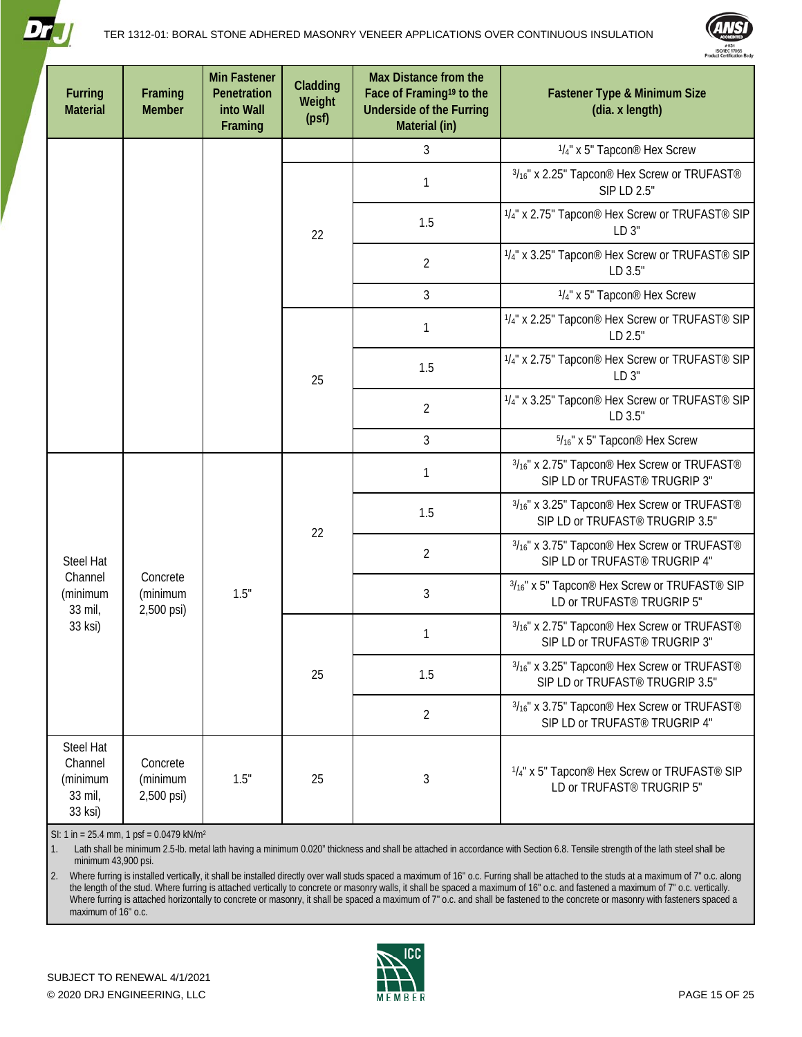| Furring Material | Framing Member | Min Fastener Penetration into Wall Framing | Cladding Weight (psf) | Max Distance from the Face of Framing[19] to the Underside of the Furring Material (in) | Fastener Type & Minimum Size (dia. x length) |
|---|---|---|---|---|---|
| | | | | 3 | 1/4" x 5" Tapcon® Hex Screw |
| | | | 22 | 1 | 3/16" x 2.25" Tapcon® Hex Screw or TRUFAST® SIP LD 2.5" |
| | | | | 1.5 | 1/4" x 2.75" Tapcon® Hex Screw or TRUFAST® SIP LD 3" |
| | | | | 2 | 1/4" x 3.25" Tapcon® Hex Screw or TRUFAST® SIP LD 3.5" |
| | | | | 3 | 1/4" x 5" Tapcon® Hex Screw |
| | | | 25 | 1 | 1/4" x 2.25" Tapcon® Hex Screw or TRUFAST® SIP LD 2.5" |
| | | | | 1.5 | 1/4" x 2.75" Tapcon® Hex Screw or TRUFAST® SIP LD 3" |
| | | | | 2 | 1/4" x 3.25" Tapcon® Hex Screw or TRUFAST® SIP LD 3.5" |
| | | | | 3 | 5/16" x 5" Tapcon® Hex Screw |
| Steel Hat Channel (minimum 33 mil, 33 ksi) | Concrete (minimum 2,500 psi) | 1.5" | 22 | 1 | 3/16" x 2.75" Tapcon® Hex Screw or TRUFAST® SIP LD or TRUFAST® TRUGRIP 3" |
| | | | | 1.5 | 3/16" x 3.25" Tapcon® Hex Screw or TRUFAST® SIP LD or TRUFAST® TRUGRIP 3.5" |
| | | | | 2 | 3/16" x 3.75" Tapcon® Hex Screw or TRUFAST® SIP LD or TRUFAST® TRUGRIP 4" |
| | | | | 3 | 3/16" x 5" Tapcon® Hex Screw or TRUFAST® SIP LD or TRUFAST® TRUGRIP 5" |
| | | | 25 | 1 | 3/16" x 2.75" Tapcon® Hex Screw or TRUFAST® SIP LD or TRUFAST® TRUGRIP 3" |
| | | | | 1.5 | 3/16" x 3.25" Tapcon® Hex Screw or TRUFAST® SIP LD or TRUFAST® TRUGRIP 3.5" |
| | | | | 2 | 3/16" x 3.75" Tapcon® Hex Screw or TRUFAST® SIP LD or TRUFAST® TRUGRIP 4" |
| Steel Hat Channel (minimum 33 mil, 33 ksi) | Concrete (minimum 2,500 psi) | 1.5" | 25 | 3 | 1/4" x 5" Tapcon® Hex Screw or TRUFAST® SIP LD or TRUFAST® TRUGRIP 5" |

SI: 1 in = 25.4 mm, 1 psf = 0.0479 kN/m²

1. Lath shall be minimum 2.5-lb. metal lath having a minimum 0.020" thickness and shall be attached in accordance with Section 6.8. Tensile strength of the lath steel shall be minimum 43,900 psi.
2. Where furring is installed vertically, it shall be installed directly over wall studs spaced a maximum of 16" o.c. Furring shall be attached to the studs at a maximum of 7" o.c. along the length of the stud. Where furring is attached vertically to concrete or masonry walls, it shall be spaced a maximum of 16" o.c. and fastened a maximum of 7" o.c. vertically. Where furring is attached horizontally to concrete or masonry, it shall be spaced a maximum of 7" o.c. and shall be fastened to the concrete or masonry with fasteners spaced a maximum of 16" o.c.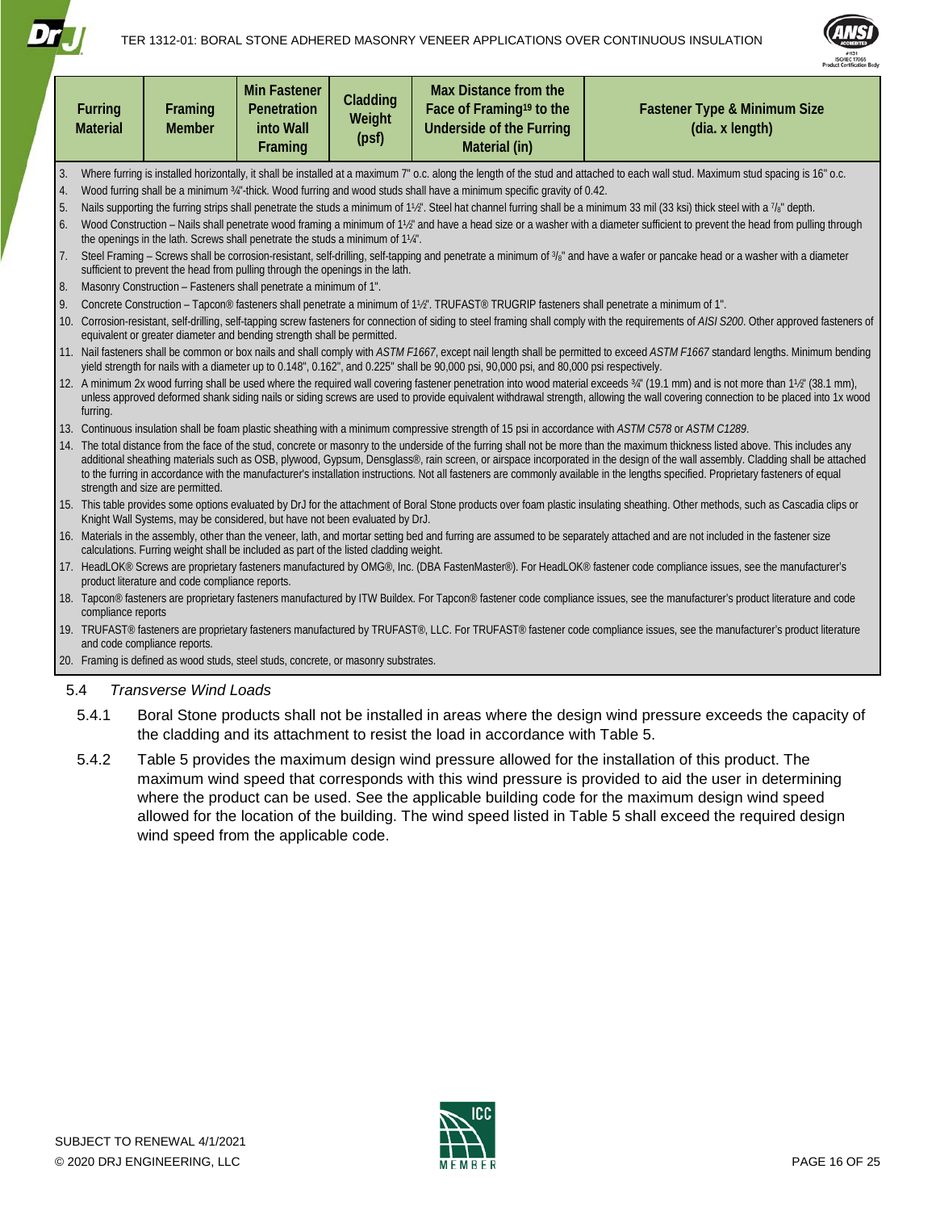| Furring Material | Framing Member | Min Fastener Penetration into Wall Framing | Cladding Weight (psf) | Max Distance from the Face of Framing[19] to the Underside of the Furring Material (in) | Fastener Type & Minimum Size (dia. x length) |
|---|---|---|---|---|---|

3. Where furring is installed horizontally, it shall be installed at a maximum 7" o.c. along the length of the stud and attached to each wall stud. Maximum stud spacing is 16" o.c.
4. Wood furring shall be a minimum ¾"-thick. Wood furring and wood studs shall have a minimum specific gravity of 0.42.
5. Nails supporting the furring strips shall penetrate the studs a minimum of 1½". Steel hat channel furring shall be a minimum 33 mil (33 ksi) thick steel with a 7/8" depth.
6. Wood Construction – Nails shall penetrate wood framing a minimum of 1½" and have a head size or a washer with a diameter sufficient to prevent the head from pulling through the openings in the lath. Screws shall penetrate the studs a minimum of 1¼".
7. Steel Framing – Screws shall be corrosion-resistant, self-drilling, self-tapping and penetrate a minimum of 3/8" and have a wafer or pancake head or a washer with a diameter sufficient to prevent the head from pulling through the openings in the lath.
8. Masonry Construction – Fasteners shall penetrate a minimum of 1".
9. Concrete Construction – Tapcon® fasteners shall penetrate a minimum of 1½". TRUFAST® TRUGRIP fasteners shall penetrate a minimum of 1".
10. Corrosion-resistant, self-drilling, self-tapping screw fasteners for connection of siding to steel framing shall comply with the requirements of *AISI S200*. Other approved fasteners of equivalent or greater diameter and bending strength shall be permitted.
11. Nail fasteners shall be common or box nails and shall comply with *ASTM F1667*, except nail length shall be permitted to exceed *ASTM F1667* standard lengths. Minimum bending yield strength for nails with a diameter up to 0.148", 0.162", and 0.225" shall be 90,000 psi, 90,000 psi, and 80,000 psi respectively.
12. A minimum 2x wood furring shall be used where the required wall covering fastener penetration into wood material exceeds ¾" (19.1 mm) and is not more than 1½" (38.1 mm), unless approved deformed shank siding nails or siding screws are used to provide equivalent withdrawal strength, allowing the wall covering connection to be placed into 1x wood furring.
13. Continuous insulation shall be foam plastic sheathing with a minimum compressive strength of 15 psi in accordance with *ASTM C578* or *ASTM C1289*.
14. The total distance from the face of the stud, concrete or masonry to the underside of the furring shall not be more than the maximum thickness listed above. This includes any additional sheathing materials such as OSB, plywood, Gypsum, Densglass®, rain screen, or airspace incorporated in the design of the wall assembly. Cladding shall be attached to the furring in accordance with the manufacturer's installation instructions. Not all fasteners are commonly available in the lengths specified. Proprietary fasteners of equal strength and size are permitted.
15. This table provides some options evaluated by DrJ for the attachment of Boral Stone products over foam plastic insulating sheathing. Other methods, such as Cascadia clips or Knight Wall Systems, may be considered, but have not been evaluated by DrJ.
16. Materials in the assembly, other than the veneer, lath, and mortar setting bed and furring are assumed to be separately attached and are not included in the fastener size calculations. Furring weight shall be included as part of the listed cladding weight.
17. HeadLOK® Screws are proprietary fasteners manufactured by OMG®, Inc. (DBA FastenMaster®). For HeadLOK® fastener code compliance issues, see the manufacturer's product literature and code compliance reports.
18. Tapcon® fasteners are proprietary fasteners manufactured by ITW Buildex. For Tapcon® fastener code compliance issues, see the manufacturer's product literature and code compliance reports
19. TRUFAST® fasteners are proprietary fasteners manufactured by TRUFAST®, LLC. For TRUFAST® fastener code compliance issues, see the manufacturer's product literature and code compliance reports.
20. Framing is defined as wood studs, steel studs, concrete, or masonry substrates.

### 5.4 *Transverse Wind Loads*

5.4.1 Boral Stone products shall not be installed in areas where the design wind pressure exceeds the capacity of the cladding and its attachment to resist the load in accordance with Table 5.

5.4.2 Table 5 provides the maximum design wind pressure allowed for the installation of this product. The maximum wind speed that corresponds with this wind pressure is provided to aid the user in determining where the product can be used. See the applicable building code for the maximum design wind speed allowed for the location of the building. The wind speed listed in Table 5 shall exceed the required design wind speed from the applicable code.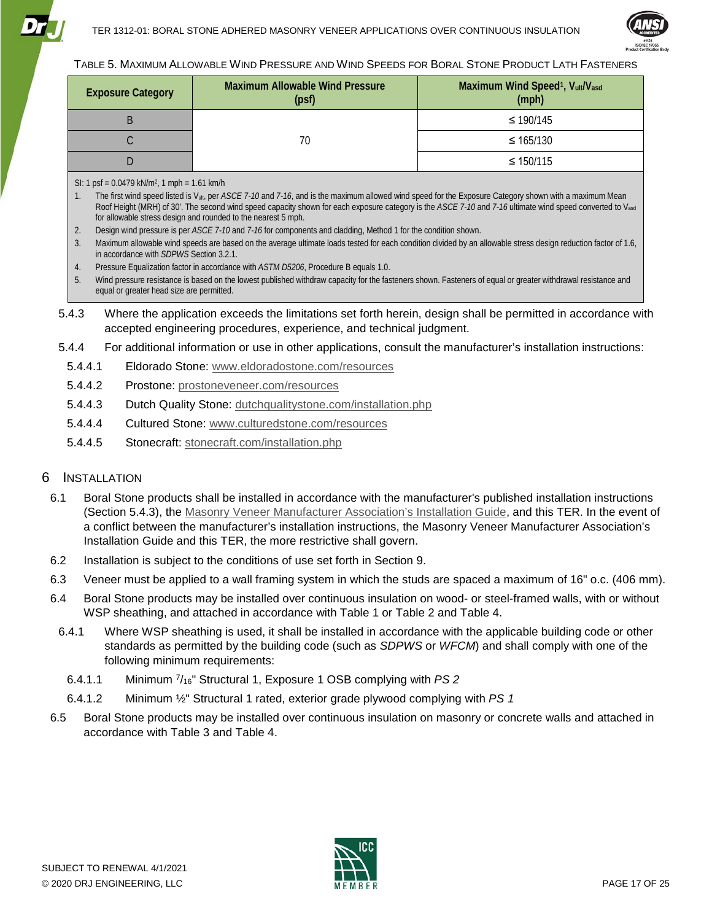TABLE 5. MAXIMUM ALLOWABLE WIND PRESSURE AND WIND SPEEDS FOR BORAL STONE PRODUCT LATH FASTENERS

| Exposure Category | Maximum Allowable Wind Pressure (psf) | Maximum Wind Speed[1], $V_{ult}/V_{asd}$ (mph) |
|---|---|---|
| B | 70 | ≤ 190/145 |
| C | | ≤ 165/130 |
| D | | ≤ 150/115 |

SI: 1 psf = 0.0479 kN/m², 1 mph = 1.61 km/h

1. The first wind speed listed is $V_{ult}$, per *ASCE 7-10* and *7-16*, and is the maximum allowed wind speed for the Exposure Category shown with a maximum Mean Roof Height (MRH) of 30'. The second wind speed capacity shown for each exposure category is the *ASCE 7-10* and *7-16* ultimate wind speed converted to $V_{asd}$ for allowable stress design and rounded to the nearest 5 mph.
2. Design wind pressure is per *ASCE 7-10* and *7-16* for components and cladding, Method 1 for the condition shown.
3. Maximum allowable wind speeds are based on the average ultimate loads tested for each condition divided by an allowable stress design reduction factor of 1.6, in accordance with *SDPWS* Section 3.2.1.
4. Pressure Equalization factor in accordance with *ASTM D5206*, Procedure B equals 1.0.
5. Wind pressure resistance is based on the lowest published withdraw capacity for the fasteners shown. Fasteners of equal or greater withdrawal resistance and equal or greater head size are permitted.

5.4.3 Where the application exceeds the limitations set forth herein, design shall be permitted in accordance with accepted engineering procedures, experience, and technical judgment.

5.4.4 For additional information or use in other applications, consult the manufacturer's installation instructions:

5.4.4.1 Eldorado Stone: www.eldoradostone.com/resources

5.4.4.2 Prostone: prostoneveneer.com/resources

5.4.4.3 Dutch Quality Stone: dutchqualitystone.com/installation.php

5.4.4.4 Cultured Stone: www.culturedstone.com/resources

5.4.4.5 Stonecraft: stonecraft.com/installation.php

# 6 INSTALLATION

6.1 Boral Stone products shall be installed in accordance with the manufacturer's published installation instructions (Section 5.4.3), the Masonry Veneer Manufacturer Association's Installation Guide, and this TER. In the event of a conflict between the manufacturer's installation instructions, the Masonry Veneer Manufacturer Association's Installation Guide and this TER, the more restrictive shall govern.

6.2 Installation is subject to the conditions of use set forth in Section 9.

6.3 Veneer must be applied to a wall framing system in which the studs are spaced a maximum of 16" o.c. (406 mm).

6.4 Boral Stone products may be installed over continuous insulation on wood- or steel-framed walls, with or without WSP sheathing, and attached in accordance with Table 1 or Table 2 and Table 4.

6.4.1 Where WSP sheathing is used, it shall be installed in accordance with the applicable building code or other standards as permitted by the building code (such as *SDPWS* or *WFCM*) and shall comply with one of the following minimum requirements:

6.4.1.1 Minimum 7/16" Structural 1, Exposure 1 OSB complying with *PS 2*

6.4.1.2 Minimum ½" Structural 1 rated, exterior grade plywood complying with *PS 1*

6.5 Boral Stone products may be installed over continuous insulation on masonry or concrete walls and attached in accordance with Table 3 and Table 4.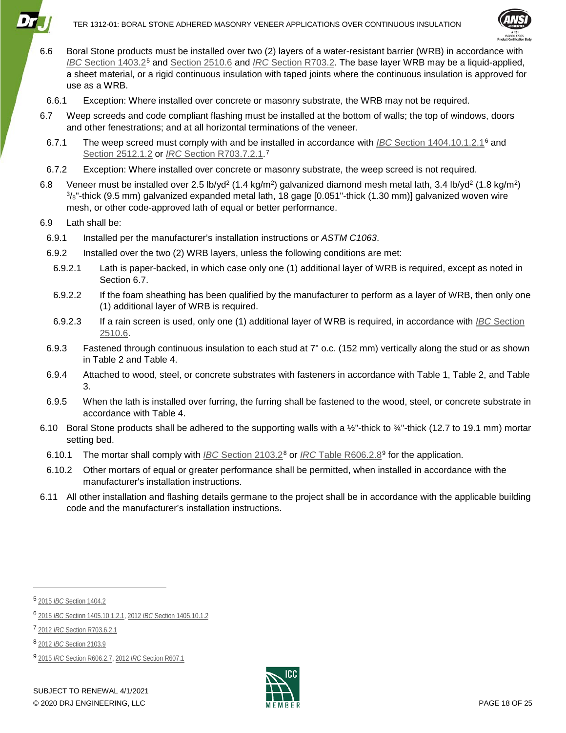6.6 Boral Stone products must be installed over two (2) layers of a water-resistant barrier (WRB) in accordance with *IBC* Section 1403.2[5] and Section 2510.6 and *IRC* Section R703.2. The base layer WRB may be a liquid-applied, a sheet material, or a rigid continuous insulation with taped joints where the continuous insulation is approved for use as a WRB.

6.6.1 Exception: Where installed over concrete or masonry substrate, the WRB may not be required.

6.7 Weep screeds and code compliant flashing must be installed at the bottom of walls; the top of windows, doors and other fenestrations; and at all horizontal terminations of the veneer.

6.7.1 The weep screed must comply with and be installed in accordance with *IBC* Section 1404.10.1.2.1[6] and Section 2512.1.2 or *IRC* Section R703.7.2.1.[7]

6.7.2 Exception: Where installed over concrete or masonry substrate, the weep screed is not required.

6.8 Veneer must be installed over 2.5 lb/yd$^2$ (1.4 kg/m$^2$) galvanized diamond mesh metal lath, 3.4 lb/yd$^2$ (1.8 kg/m$^2$) $^3/_8$"-thick (9.5 mm) galvanized expanded metal lath, 18 gage [0.051"-thick (1.30 mm)] galvanized woven wire mesh, or other code-approved lath of equal or better performance.

6.9 Lath shall be:

6.9.1 Installed per the manufacturer's installation instructions or *ASTM C1063*.

6.9.2 Installed over the two (2) WRB layers, unless the following conditions are met:

6.9.2.1 Lath is paper-backed, in which case only one (1) additional layer of WRB is required, except as noted in Section 6.7.

6.9.2.2 If the foam sheathing has been qualified by the manufacturer to perform as a layer of WRB, then only one (1) additional layer of WRB is required.

6.9.2.3 If a rain screen is used, only one (1) additional layer of WRB is required, in accordance with *IBC* Section 2510.6.

6.9.3 Fastened through continuous insulation to each stud at 7" o.c. (152 mm) vertically along the stud or as shown in Table 2 and Table 4.

6.9.4 Attached to wood, steel, or concrete substrates with fasteners in accordance with Table 1, Table 2, and Table 3.

6.9.5 When the lath is installed over furring, the furring shall be fastened to the wood, steel, or concrete substrate in accordance with Table 4.

6.10 Boral Stone products shall be adhered to the supporting walls with a ½"-thick to ¾"-thick (12.7 to 19.1 mm) mortar setting bed.

6.10.1 The mortar shall comply with *IBC* Section 2103.2[8] or *IRC* Table R606.2.8[9] for the application.

6.10.2 Other mortars of equal or greater performance shall be permitted, when installed in accordance with the manufacturer's installation instructions.

6.11 All other installation and flashing details germane to the project shall be in accordance with the applicable building code and the manufacturer's installation instructions.

---

[5] 2015 *IBC* Section 1404.2

[6] 2015 *IBC* Section 1405.10.1.2.1, 2012 *IBC* Section 1405.10.1.2

[7] 2012 *IRC* Section R703.6.2.1

[8] 2012 *IBC* Section 2103.9

[9] 2015 *IRC* Section R606.2.7, 2012 *IRC* Section R607.1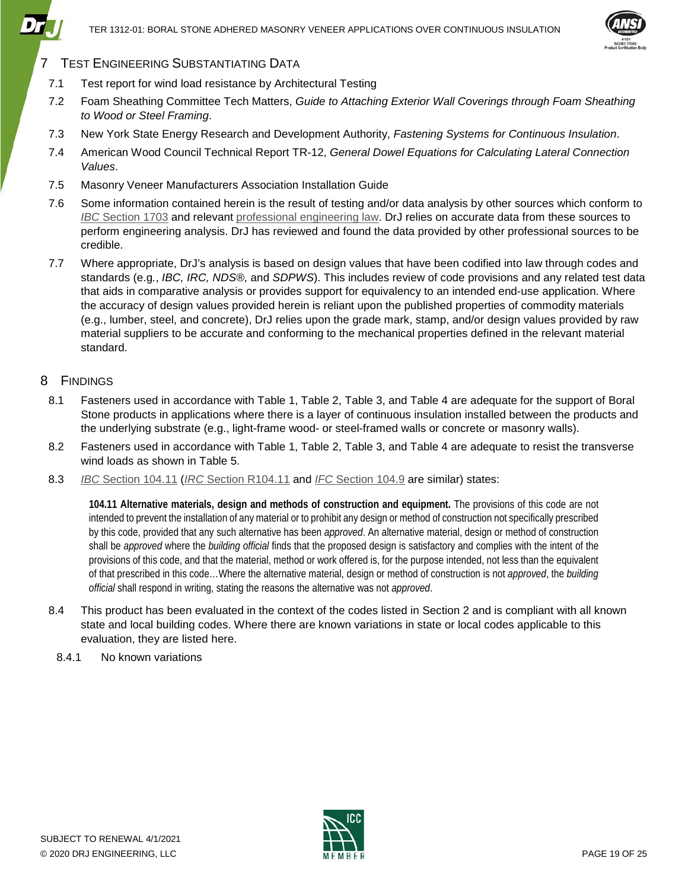## 7 Test Engineering Substantiating Data

7.1 Test report for wind load resistance by Architectural Testing

7.2 Foam Sheathing Committee Tech Matters, *Guide to Attaching Exterior Wall Coverings through Foam Sheathing to Wood or Steel Framing*.

7.3 New York State Energy Research and Development Authority, *Fastening Systems for Continuous Insulation*.

7.4 American Wood Council Technical Report TR-12, *General Dowel Equations for Calculating Lateral Connection Values*.

7.5 Masonry Veneer Manufacturers Association Installation Guide

7.6 Some information contained herein is the result of testing and/or data analysis by other sources which conform to *IBC* Section 1703 and relevant professional engineering law. DrJ relies on accurate data from these sources to perform engineering analysis. DrJ has reviewed and found the data provided by other professional sources to be credible.

7.7 Where appropriate, DrJ's analysis is based on design values that have been codified into law through codes and standards (e.g., *IBC, IRC, NDS®,* and *SDPWS*). This includes review of code provisions and any related test data that aids in comparative analysis or provides support for equivalency to an intended end-use application. Where the accuracy of design values provided herein is reliant upon the published properties of commodity materials (e.g., lumber, steel, and concrete), DrJ relies upon the grade mark, stamp, and/or design values provided by raw material suppliers to be accurate and conforming to the mechanical properties defined in the relevant material standard.

## 8 Findings

8.1 Fasteners used in accordance with Table 1, Table 2, Table 3, and Table 4 are adequate for the support of Boral Stone products in applications where there is a layer of continuous insulation installed between the products and the underlying substrate (e.g., light-frame wood- or steel-framed walls or concrete or masonry walls).

8.2 Fasteners used in accordance with Table 1, Table 2, Table 3, and Table 4 are adequate to resist the transverse wind loads as shown in Table 5.

8.3 *IBC* Section 104.11 (*IRC* Section R104.11 and *IFC* Section 104.9 are similar) states:

> **104.11 Alternative materials, design and methods of construction and equipment.** The provisions of this code are not intended to prevent the installation of any material or to prohibit any design or method of construction not specifically prescribed by this code, provided that any such alternative has been *approved*. An alternative material, design or method of construction shall be *approved* where the *building official* finds that the proposed design is satisfactory and complies with the intent of the provisions of this code, and that the material, method or work offered is, for the purpose intended, not less than the equivalent of that prescribed in this code…Where the alternative material, design or method of construction is not *approved*, the *building official* shall respond in writing, stating the reasons the alternative was not *approved*.

8.4 This product has been evaluated in the context of the codes listed in Section 2 and is compliant with all known state and local building codes. Where there are known variations in state or local codes applicable to this evaluation, they are listed here.

8.4.1 No known variations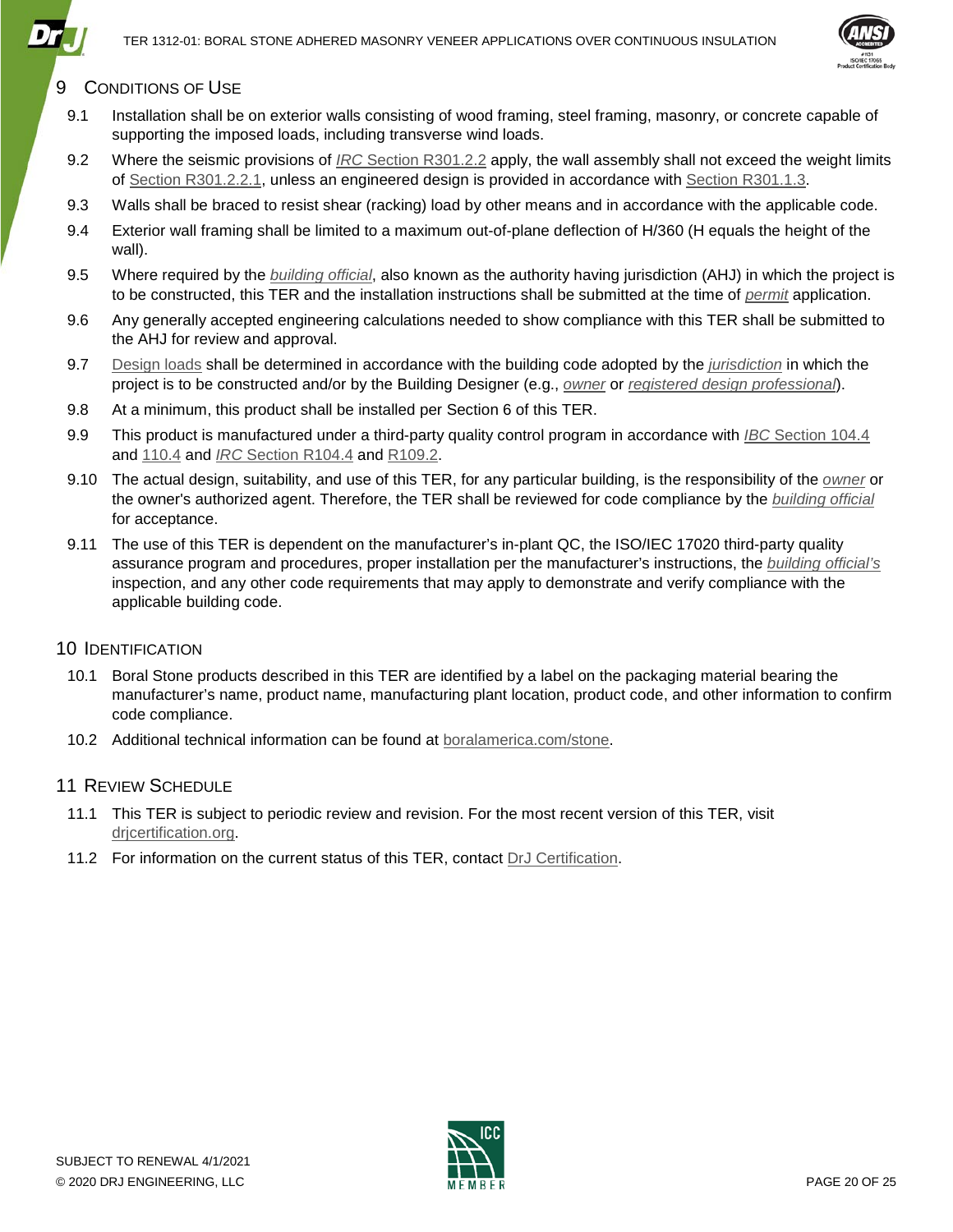## 9 Conditions of Use

9.1 Installation shall be on exterior walls consisting of wood framing, steel framing, masonry, or concrete capable of supporting the imposed loads, including transverse wind loads.

9.2 Where the seismic provisions of *IRC* Section R301.2.2 apply, the wall assembly shall not exceed the weight limits of Section R301.2.2.1, unless an engineered design is provided in accordance with Section R301.1.3.

9.3 Walls shall be braced to resist shear (racking) load by other means and in accordance with the applicable code.

9.4 Exterior wall framing shall be limited to a maximum out-of-plane deflection of H/360 (H equals the height of the wall).

9.5 Where required by the *building official*, also known as the authority having jurisdiction (AHJ) in which the project is to be constructed, this TER and the installation instructions shall be submitted at the time of *permit* application.

9.6 Any generally accepted engineering calculations needed to show compliance with this TER shall be submitted to the AHJ for review and approval.

9.7 Design loads shall be determined in accordance with the building code adopted by the *jurisdiction* in which the project is to be constructed and/or by the Building Designer (e.g., *owner* or *registered design professional*).

9.8 At a minimum, this product shall be installed per Section 6 of this TER.

9.9 This product is manufactured under a third-party quality control program in accordance with *IBC* Section 104.4 and 110.4 and *IRC* Section R104.4 and R109.2.

9.10 The actual design, suitability, and use of this TER, for any particular building, is the responsibility of the *owner* or the owner's authorized agent. Therefore, the TER shall be reviewed for code compliance by the *building official* for acceptance.

9.11 The use of this TER is dependent on the manufacturer's in-plant QC, the ISO/IEC 17020 third-party quality assurance program and procedures, proper installation per the manufacturer's instructions, the *building official's* inspection, and any other code requirements that may apply to demonstrate and verify compliance with the applicable building code.

## 10 Identification

10.1 Boral Stone products described in this TER are identified by a label on the packaging material bearing the manufacturer's name, product name, manufacturing plant location, product code, and other information to confirm code compliance.

10.2 Additional technical information can be found at boralamerica.com/stone.

## 11 Review Schedule

11.1 This TER is subject to periodic review and revision. For the most recent version of this TER, visit drjcertification.org.

11.2 For information on the current status of this TER, contact DrJ Certification.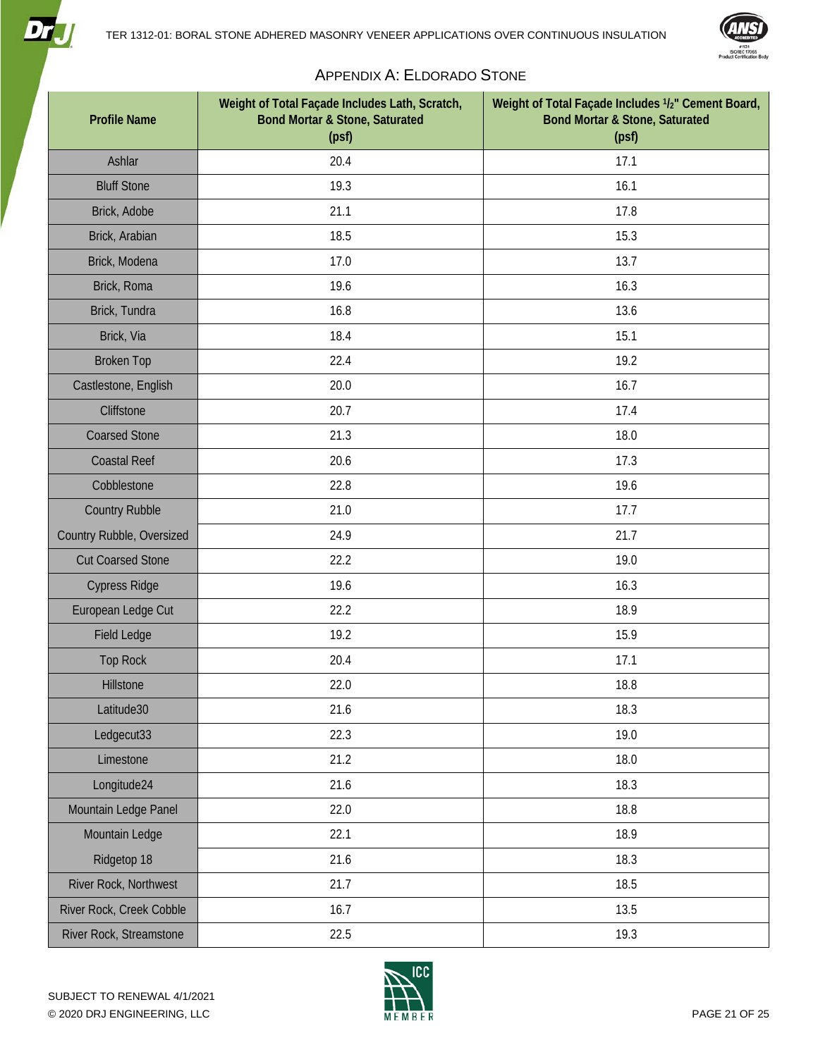## Appendix A: Eldorado Stone

| Profile Name | Weight of Total Façade Includes Lath, Scratch, Bond Mortar & Stone, Saturated (psf) | Weight of Total Façade Includes 1/2" Cement Board, Bond Mortar & Stone, Saturated (psf) |
|---|---|---|
| Ashlar | 20.4 | 17.1 |
| Bluff Stone | 19.3 | 16.1 |
| Brick, Adobe | 21.1 | 17.8 |
| Brick, Arabian | 18.5 | 15.3 |
| Brick, Modena | 17.0 | 13.7 |
| Brick, Roma | 19.6 | 16.3 |
| Brick, Tundra | 16.8 | 13.6 |
| Brick, Via | 18.4 | 15.1 |
| Broken Top | 22.4 | 19.2 |
| Castlestone, English | 20.0 | 16.7 |
| Cliffstone | 20.7 | 17.4 |
| Coarsed Stone | 21.3 | 18.0 |
| Coastal Reef | 20.6 | 17.3 |
| Cobblestone | 22.8 | 19.6 |
| Country Rubble | 21.0 | 17.7 |
| Country Rubble, Oversized | 24.9 | 21.7 |
| Cut Coarsed Stone | 22.2 | 19.0 |
| Cypress Ridge | 19.6 | 16.3 |
| European Ledge Cut | 22.2 | 18.9 |
| Field Ledge | 19.2 | 15.9 |
| Top Rock | 20.4 | 17.1 |
| Hillstone | 22.0 | 18.8 |
| Latitude30 | 21.6 | 18.3 |
| Ledgecut33 | 22.3 | 19.0 |
| Limestone | 21.2 | 18.0 |
| Longitude24 | 21.6 | 18.3 |
| Mountain Ledge Panel | 22.0 | 18.8 |
| Mountain Ledge | 22.1 | 18.9 |
| Ridgetop 18 | 21.6 | 18.3 |
| River Rock, Northwest | 21.7 | 18.5 |
| River Rock, Creek Cobble | 16.7 | 13.5 |
| River Rock, Streamstone | 22.5 | 19.3 |

SUBJECT TO RENEWAL 4/1/2021
© 2020 DRJ ENGINEERING, LLC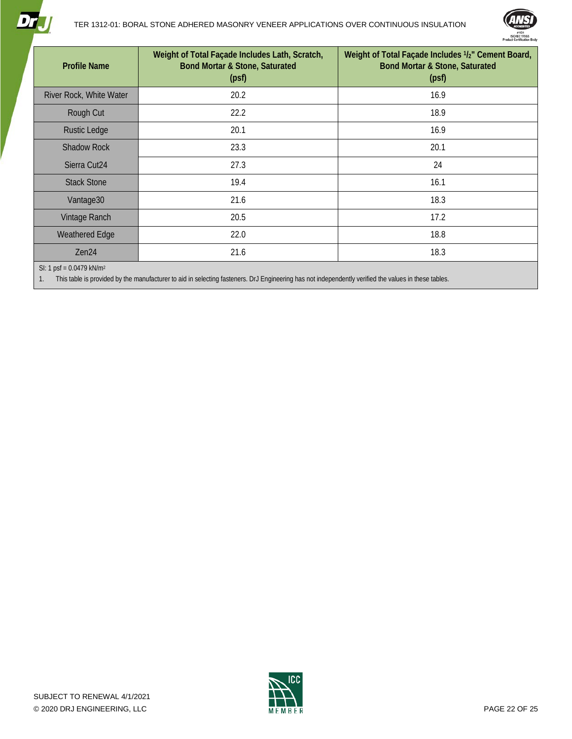| Profile Name | Weight of Total Façade Includes Lath, Scratch, Bond Mortar & Stone, Saturated (psf) | Weight of Total Façade Includes 1/2" Cement Board, Bond Mortar & Stone, Saturated (psf) |
|---|---|---|
| River Rock, White Water | 20.2 | 16.9 |
| Rough Cut | 22.2 | 18.9 |
| Rustic Ledge | 20.1 | 16.9 |
| Shadow Rock | 23.3 | 20.1 |
| Sierra Cut24 | 27.3 | 24 |
| Stack Stone | 19.4 | 16.1 |
| Vantage30 | 21.6 | 18.3 |
| Vintage Ranch | 20.5 | 17.2 |
| Weathered Edge | 22.0 | 18.8 |
| Zen24 | 21.6 | 18.3 |

SI: 1 psf = 0.0479 kN/m$^2$

1. This table is provided by the manufacturer to aid in selecting fasteners. DrJ Engineering has not independently verified the values in these tables.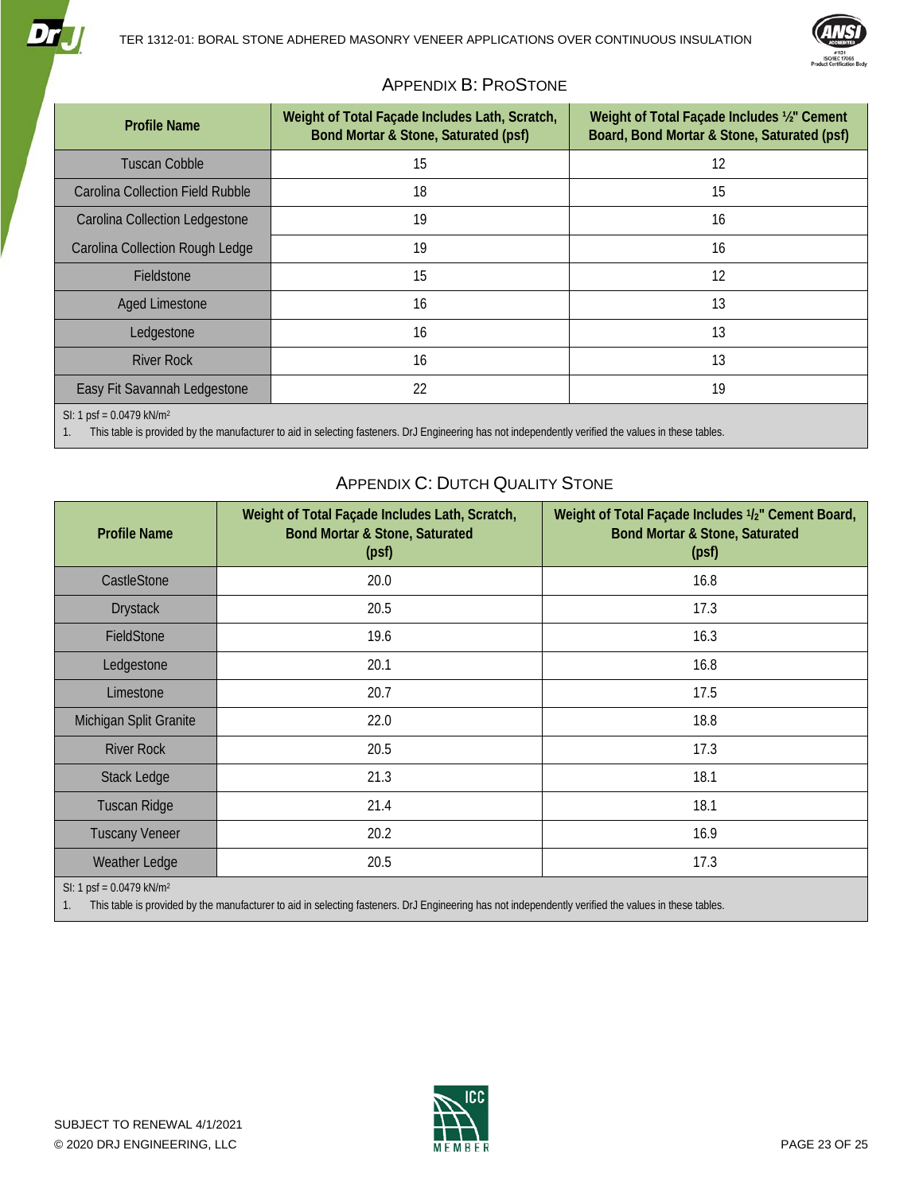## Appendix B: ProStone

| Profile Name | Weight of Total Façade Includes Lath, Scratch, Bond Mortar & Stone, Saturated (psf) | Weight of Total Façade Includes ½" Cement Board, Bond Mortar & Stone, Saturated (psf) |
|---|---|---|
| Tuscan Cobble | 15 | 12 |
| Carolina Collection Field Rubble | 18 | 15 |
| Carolina Collection Ledgestone | 19 | 16 |
| Carolina Collection Rough Ledge | 19 | 16 |
| Fieldstone | 15 | 12 |
| Aged Limestone | 16 | 13 |
| Ledgestone | 16 | 13 |
| River Rock | 16 | 13 |
| Easy Fit Savannah Ledgestone | 22 | 19 |

SI: 1 psf = 0.0479 kN/m²

1. This table is provided by the manufacturer to aid in selecting fasteners. DrJ Engineering has not independently verified the values in these tables.

## Appendix C: Dutch Quality Stone

| Profile Name | Weight of Total Façade Includes Lath, Scratch, Bond Mortar & Stone, Saturated (psf) | Weight of Total Façade Includes ½" Cement Board, Bond Mortar & Stone, Saturated (psf) |
|---|---|---|
| CastleStone | 20.0 | 16.8 |
| Drystack | 20.5 | 17.3 |
| FieldStone | 19.6 | 16.3 |
| Ledgestone | 20.1 | 16.8 |
| Limestone | 20.7 | 17.5 |
| Michigan Split Granite | 22.0 | 18.8 |
| River Rock | 20.5 | 17.3 |
| Stack Ledge | 21.3 | 18.1 |
| Tuscan Ridge | 21.4 | 18.1 |
| Tuscany Veneer | 20.2 | 16.9 |
| Weather Ledge | 20.5 | 17.3 |

SI: 1 psf = 0.0479 kN/m²

1. This table is provided by the manufacturer to aid in selecting fasteners. DrJ Engineering has not independently verified the values in these tables.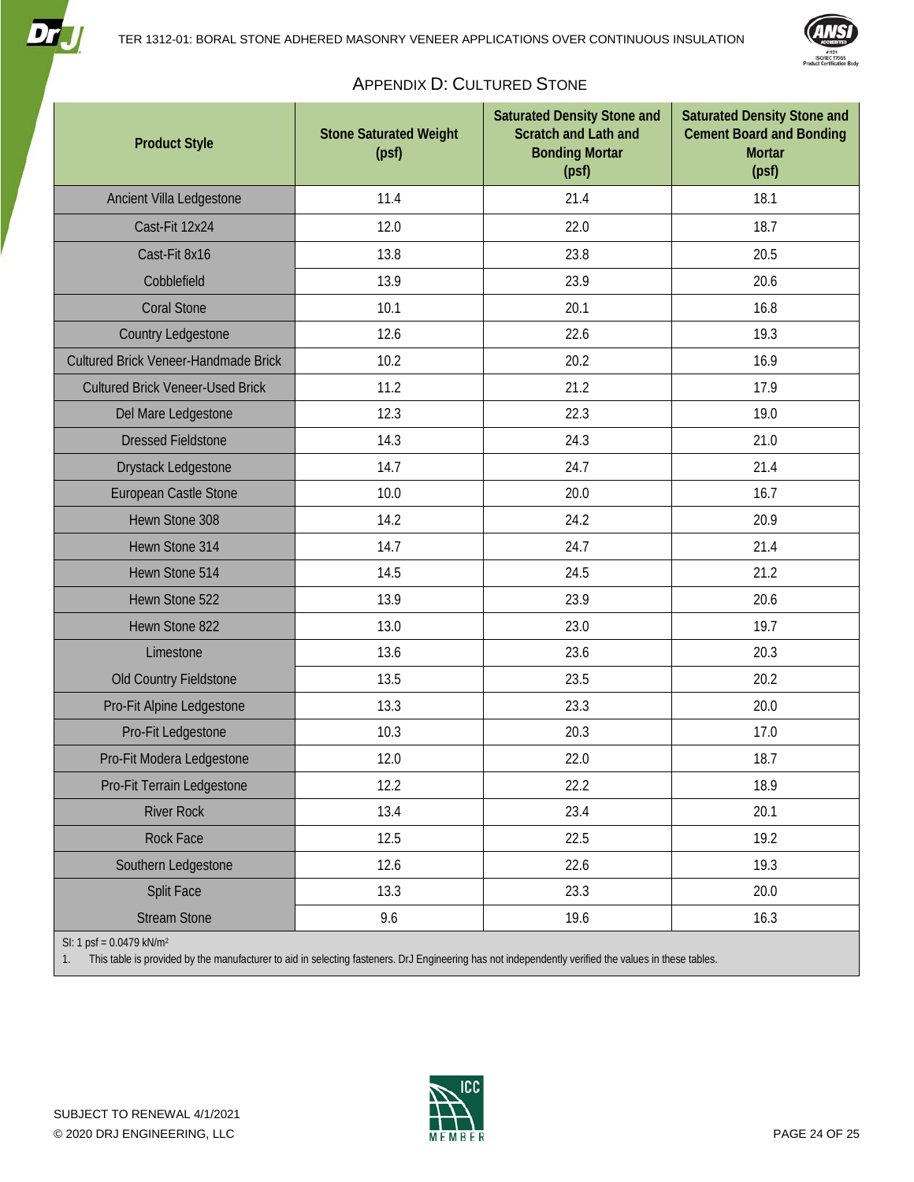## APPENDIX D: CULTURED STONE

| Product Style | Stone Saturated Weight (psf) | Saturated Density Stone and Scratch and Lath and Bonding Mortar (psf) | Saturated Density Stone and Cement Board and Bonding Mortar (psf) |
|---|---|---|---|
| Ancient Villa Ledgestone | 11.4 | 21.4 | 18.1 |
| Cast-Fit 12x24 | 12.0 | 22.0 | 18.7 |
| Cast-Fit 8x16 | 13.8 | 23.8 | 20.5 |
| Cobblefield | 13.9 | 23.9 | 20.6 |
| Coral Stone | 10.1 | 20.1 | 16.8 |
| Country Ledgestone | 12.6 | 22.6 | 19.3 |
| Cultured Brick Veneer-Handmade Brick | 10.2 | 20.2 | 16.9 |
| Cultured Brick Veneer-Used Brick | 11.2 | 21.2 | 17.9 |
| Del Mare Ledgestone | 12.3 | 22.3 | 19.0 |
| Dressed Fieldstone | 14.3 | 24.3 | 21.0 |
| Drystack Ledgestone | 14.7 | 24.7 | 21.4 |
| European Castle Stone | 10.0 | 20.0 | 16.7 |
| Hewn Stone 308 | 14.2 | 24.2 | 20.9 |
| Hewn Stone 314 | 14.7 | 24.7 | 21.4 |
| Hewn Stone 514 | 14.5 | 24.5 | 21.2 |
| Hewn Stone 522 | 13.9 | 23.9 | 20.6 |
| Hewn Stone 822 | 13.0 | 23.0 | 19.7 |
| Limestone | 13.6 | 23.6 | 20.3 |
| Old Country Fieldstone | 13.5 | 23.5 | 20.2 |
| Pro-Fit Alpine Ledgestone | 13.3 | 23.3 | 20.0 |
| Pro-Fit Ledgestone | 10.3 | 20.3 | 17.0 |
| Pro-Fit Modera Ledgestone | 12.0 | 22.0 | 18.7 |
| Pro-Fit Terrain Ledgestone | 12.2 | 22.2 | 18.9 |
| River Rock | 13.4 | 23.4 | 20.1 |
| Rock Face | 12.5 | 22.5 | 19.2 |
| Southern Ledgestone | 12.6 | 22.6 | 19.3 |
| Split Face | 13.3 | 23.3 | 20.0 |
| Stream Stone | 9.6 | 19.6 | 16.3 |

SI: 1 psf = 0.0479 kN/m$^2$

1. This table is provided by the manufacturer to aid in selecting fasteners. DrJ Engineering has not independently verified the values in these tables.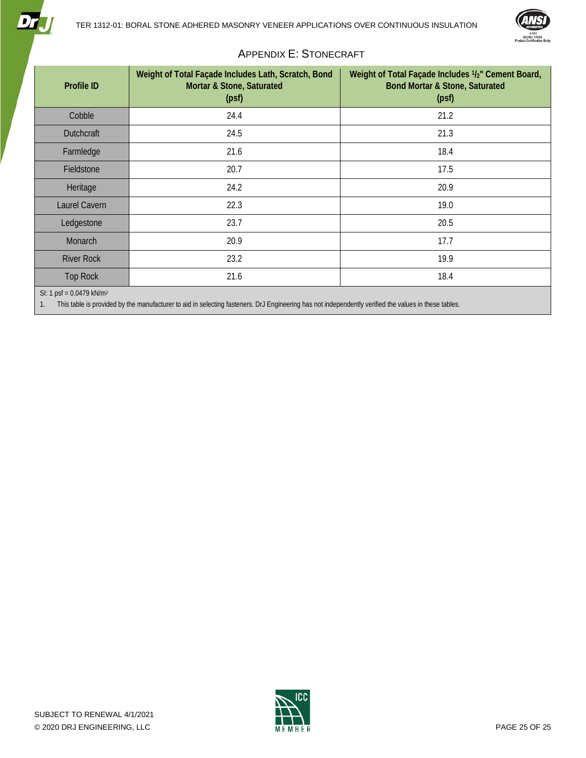## APPENDIX E: STONECRAFT

| Profile ID | Weight of Total Façade Includes Lath, Scratch, Bond Mortar & Stone, Saturated (psf) | Weight of Total Façade Includes $^{1}/_{2}$" Cement Board, Bond Mortar & Stone, Saturated (psf) |
|---|---|---|
| Cobble | 24.4 | 21.2 |
| Dutchcraft | 24.5 | 21.3 |
| Farmledge | 21.6 | 18.4 |
| Fieldstone | 20.7 | 17.5 |
| Heritage | 24.2 | 20.9 |
| Laurel Cavern | 22.3 | 19.0 |
| Ledgestone | 23.7 | 20.5 |
| Monarch | 20.9 | 17.7 |
| River Rock | 23.2 | 19.9 |
| Top Rock | 21.6 | 18.4 |

SI: 1 psf = 0.0479 kN/$m^2$

1. This table is provided by the manufacturer to aid in selecting fasteners. DrJ Engineering has not independently verified the values in these tables.